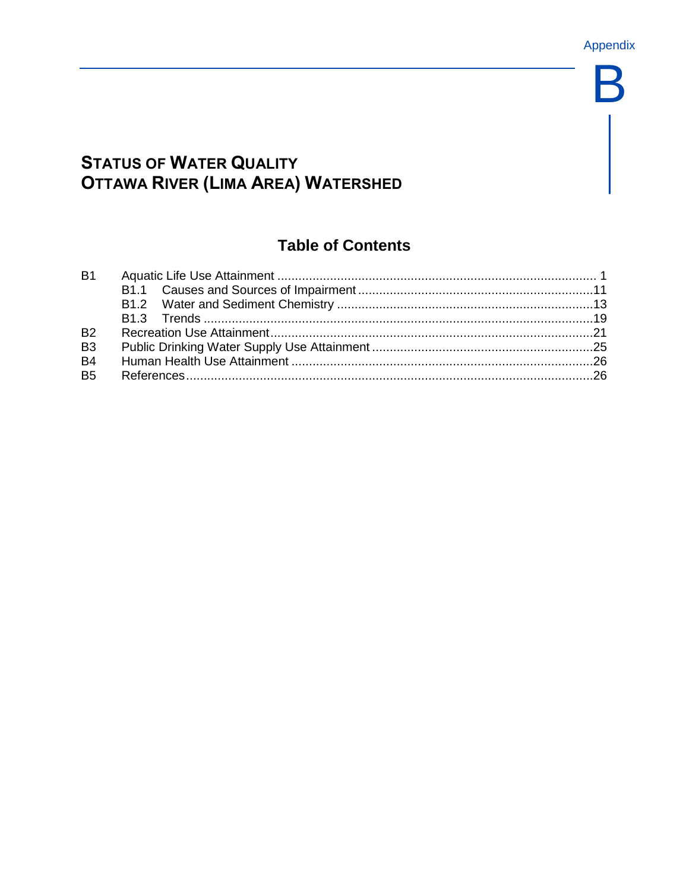Appendix

# B

# STATUS OF WATER QUALITY
# OTTAWA RIVER (LIMA AREA) WATERSHED

## Table of Contents

B1 Aquatic Life Use Attainment .......... 1
- B1.1 Causes and Sources of Impairment .......... 11
- B1.2 Water and Sediment Chemistry .......... 13
- B1.3 Trends .......... 19

B2 Recreation Use Attainment .......... 21

B3 Public Drinking Water Supply Use Attainment .......... 25

B4 Human Health Use Attainment .......... 26

B5 References .......... 26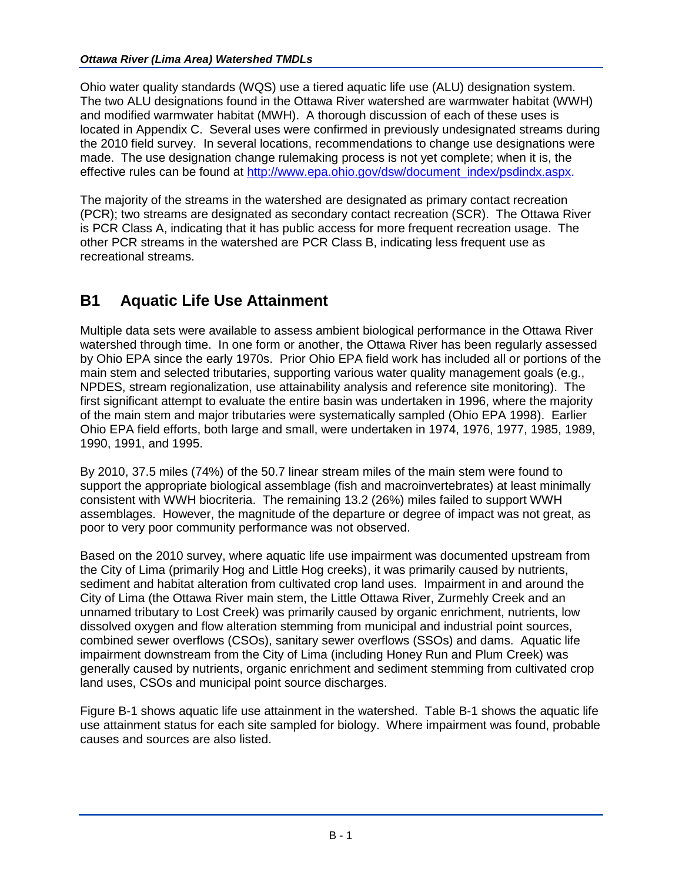Ohio water quality standards (WQS) use a tiered aquatic life use (ALU) designation system. The two ALU designations found in the Ottawa River watershed are warmwater habitat (WWH) and modified warmwater habitat (MWH). A thorough discussion of each of these uses is located in Appendix C. Several uses were confirmed in previously undesignated streams during the 2010 field survey. In several locations, recommendations to change use designations were made. The use designation change rulemaking process is not yet complete; when it is, the effective rules can be found at http://www.epa.ohio.gov/dsw/document_index/psdindx.aspx.

The majority of the streams in the watershed are designated as primary contact recreation (PCR); two streams are designated as secondary contact recreation (SCR). The Ottawa River is PCR Class A, indicating that it has public access for more frequent recreation usage. The other PCR streams in the watershed are PCR Class B, indicating less frequent use as recreational streams.

## B1 Aquatic Life Use Attainment

Multiple data sets were available to assess ambient biological performance in the Ottawa River watershed through time. In one form or another, the Ottawa River has been regularly assessed by Ohio EPA since the early 1970s. Prior Ohio EPA field work has included all or portions of the main stem and selected tributaries, supporting various water quality management goals (e.g., NPDES, stream regionalization, use attainability analysis and reference site monitoring). The first significant attempt to evaluate the entire basin was undertaken in 1996, where the majority of the main stem and major tributaries were systematically sampled (Ohio EPA 1998). Earlier Ohio EPA field efforts, both large and small, were undertaken in 1974, 1976, 1977, 1985, 1989, 1990, 1991, and 1995.

By 2010, 37.5 miles (74%) of the 50.7 linear stream miles of the main stem were found to support the appropriate biological assemblage (fish and macroinvertebrates) at least minimally consistent with WWH biocriteria. The remaining 13.2 (26%) miles failed to support WWH assemblages. However, the magnitude of the departure or degree of impact was not great, as poor to very poor community performance was not observed.

Based on the 2010 survey, where aquatic life use impairment was documented upstream from the City of Lima (primarily Hog and Little Hog creeks), it was primarily caused by nutrients, sediment and habitat alteration from cultivated crop land uses. Impairment in and around the City of Lima (the Ottawa River main stem, the Little Ottawa River, Zurmehly Creek and an unnamed tributary to Lost Creek) was primarily caused by organic enrichment, nutrients, low dissolved oxygen and flow alteration stemming from municipal and industrial point sources, combined sewer overflows (CSOs), sanitary sewer overflows (SSOs) and dams. Aquatic life impairment downstream from the City of Lima (including Honey Run and Plum Creek) was generally caused by nutrients, organic enrichment and sediment stemming from cultivated crop land uses, CSOs and municipal point source discharges.

Figure B-1 shows aquatic life use attainment in the watershed. Table B-1 shows the aquatic life use attainment status for each site sampled for biology. Where impairment was found, probable causes and sources are also listed.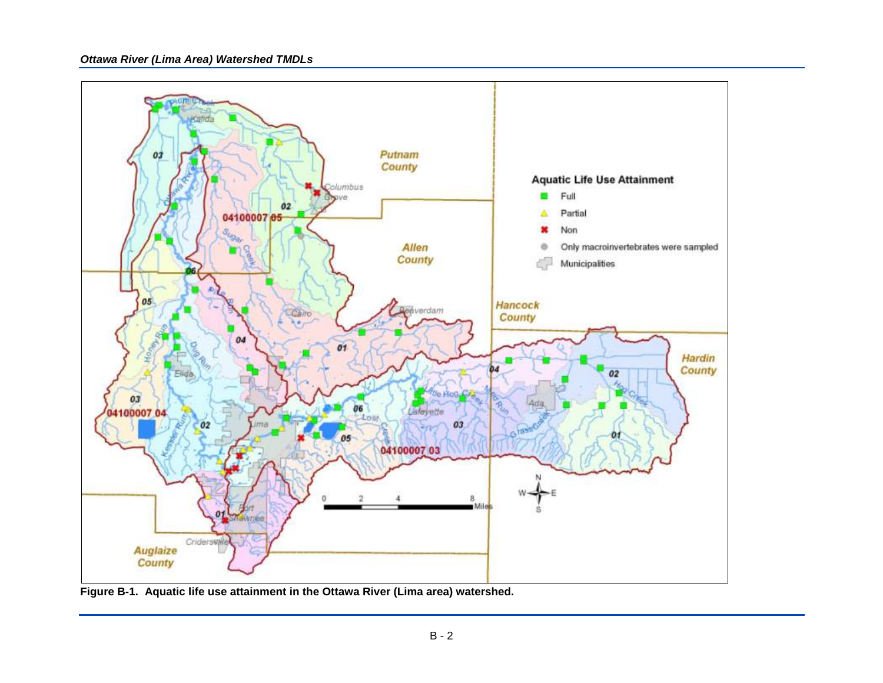**Figure B-1. Aquatic life use attainment in the Ottawa River (Lima area) watershed.**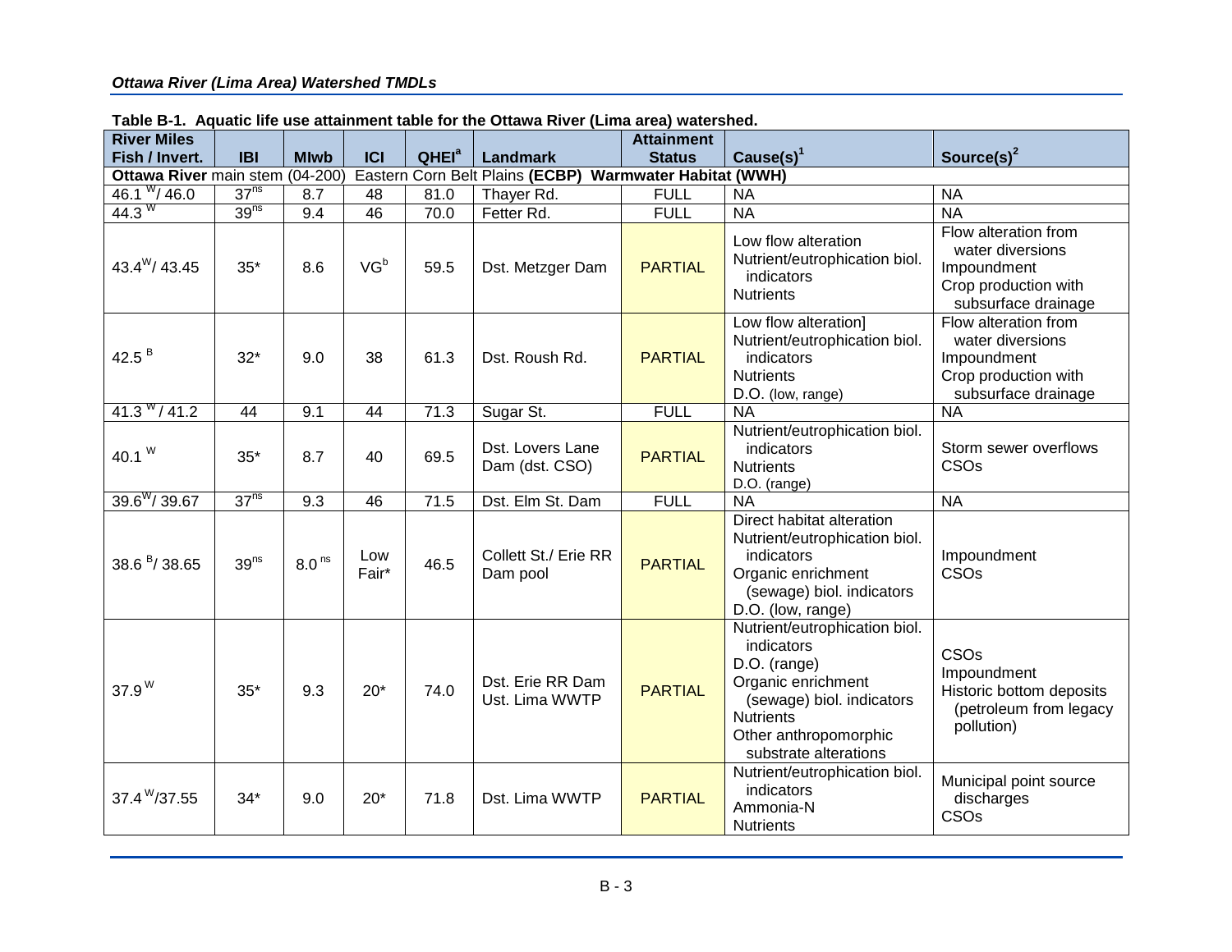**Table B-1. Aquatic life use attainment table for the Ottawa River (Lima area) watershed.**

| River Miles Fish / Invert. | IBI | MIwb | ICI | QHEI[a] | Landmark | Attainment Status | Cause(s)[1] | Source(s)[2] |
|---|---|---|---|---|---|---|---|---|
| **Ottawa River** main stem (04-200) Eastern Corn Belt Plains **(ECBP) Warmwater Habitat (WWH)** | | | | | | | | |
| 46.1 [W]/ 46.0 | 37[ns] | 8.7 | 48 | 81.0 | Thayer Rd. | FULL | NA | NA |
| 44.3 [W] | 39[ns] | 9.4 | 46 | 70.0 | Fetter Rd. | FULL | NA | NA |
| 43.4[W]/ 43.45 | 35* | 8.6 | VG[b] | 59.5 | Dst. Metzger Dam | PARTIAL | Low flow alteration<br>Nutrient/eutrophication biol. indicators<br>Nutrients | Flow alteration from water diversions<br>Impoundment<br>Crop production with subsurface drainage |
| 42.5 [B] | 32* | 9.0 | 38 | 61.3 | Dst. Roush Rd. | PARTIAL | Low flow alteration]<br>Nutrient/eutrophication biol. indicators<br>Nutrients<br>D.O. (low, range) | Flow alteration from water diversions<br>Impoundment<br>Crop production with subsurface drainage |
| 41.3 [W] / 41.2 | 44 | 9.1 | 44 | 71.3 | Sugar St. | FULL | NA | NA |
| 40.1 [W] | 35* | 8.7 | 40 | 69.5 | Dst. Lovers Lane Dam (dst. CSO) | PARTIAL | Nutrient/eutrophication biol. indicators<br>Nutrients<br>D.O. (range) | Storm sewer overflows<br>CSOs |
| 39.6[W]/ 39.67 | 37[ns] | 9.3 | 46 | 71.5 | Dst. Elm St. Dam | FULL | NA | NA |
| 38.6 [B]/ 38.65 | 39[ns] | 8.0 [ns] | Low Fair* | 46.5 | Collett St./ Erie RR Dam pool | PARTIAL | Direct habitat alteration<br>Nutrient/eutrophication biol. indicators<br>Organic enrichment (sewage) biol. indicators<br>D.O. (low, range) | Impoundment<br>CSOs |
| 37.9 [W] | 35* | 9.3 | 20* | 74.0 | Dst. Erie RR Dam Ust. Lima WWTP | PARTIAL | Nutrient/eutrophication biol. indicators<br>D.O. (range)<br>Organic enrichment (sewage) biol. indicators<br>Nutrients<br>Other anthropomorphic substrate alterations | CSOs<br>Impoundment<br>Historic bottom deposits (petroleum from legacy pollution) |
| 37.4 [W]/37.55 | 34* | 9.0 | 20* | 71.8 | Dst. Lima WWTP | PARTIAL | Nutrient/eutrophication biol. indicators<br>Ammonia-N<br>Nutrients | Municipal point source discharges<br>CSOs |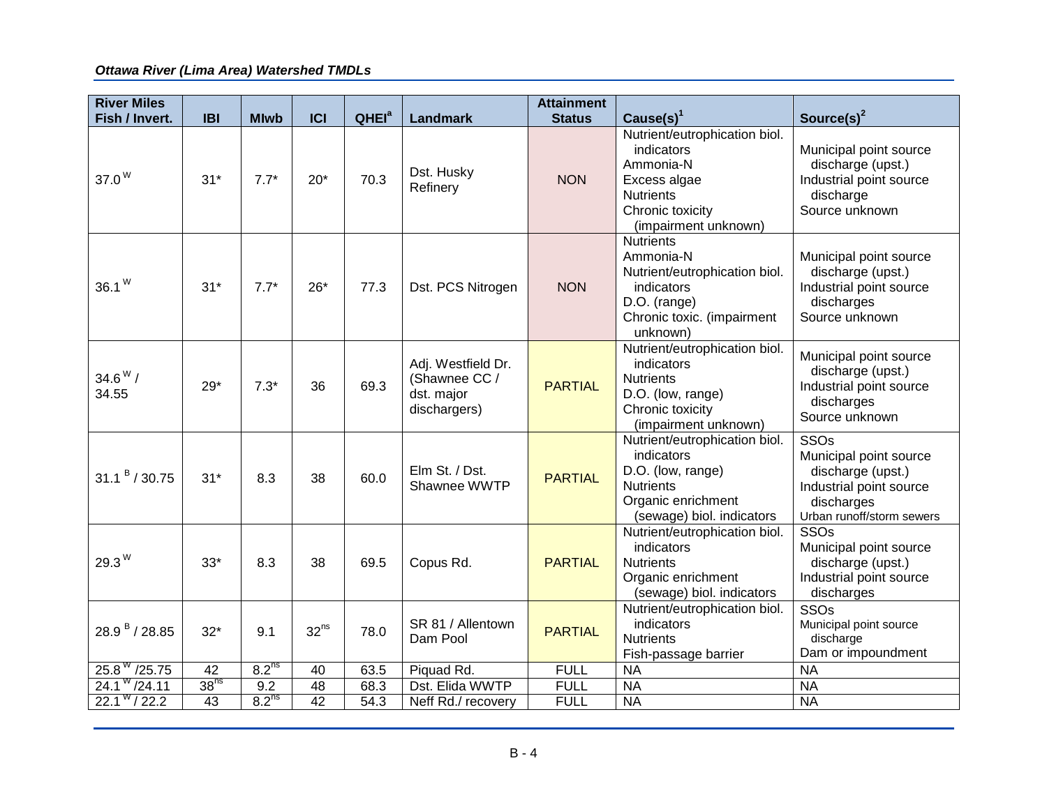| River Miles Fish / Invert. | IBI | MIwb | ICI | QHEI[a] | Landmark | Attainment Status | Cause(s)[1] | Source(s)[2] |
|---|---|---|---|---|---|---|---|---|
| 37.0 [W] | 31* | 7.7* | 20* | 70.3 | Dst. Husky Refinery | NON | Nutrient/eutrophication biol. indicators<br>Ammonia-N<br>Excess algae<br>Nutrients<br>Chronic toxicity (impairment unknown) | Municipal point source discharge (upst.)<br>Industrial point source discharge<br>Source unknown |
| 36.1 [W] | 31* | 7.7* | 26* | 77.3 | Dst. PCS Nitrogen | NON | Nutrients<br>Ammonia-N<br>Nutrient/eutrophication biol. indicators<br>D.O. (range)<br>Chronic toxic. (impairment unknown) | Municipal point source discharge (upst.)<br>Industrial point source discharges<br>Source unknown |
| 34.6 [W] / 34.55 | 29* | 7.3* | 36 | 69.3 | Adj. Westfield Dr. (Shawnee CC / dst. major dischargers) | PARTIAL | Nutrient/eutrophication biol. indicators<br>Nutrients<br>D.O. (low, range)<br>Chronic toxicity (impairment unknown) | Municipal point source discharge (upst.)<br>Industrial point source discharges<br>Source unknown |
| 31.1 [B] / 30.75 | 31* | 8.3 | 38 | 60.0 | Elm St. / Dst. Shawnee WWTP | PARTIAL | Nutrient/eutrophication biol. indicators<br>D.O. (low, range)<br>Nutrients<br>Organic enrichment (sewage) biol. indicators | SSOs<br>Municipal point source discharge (upst.)<br>Industrial point source discharges<br>Urban runoff/storm sewers |
| 29.3 [W] | 33* | 8.3 | 38 | 69.5 | Copus Rd. | PARTIAL | Nutrient/eutrophication biol. indicators<br>Nutrients<br>Organic enrichment (sewage) biol. indicators | SSOs<br>Municipal point source discharge (upst.)<br>Industrial point source discharges |
| 28.9 [B] / 28.85 | 32* | 9.1 | 32[ns] | 78.0 | SR 81 / Allentown Dam Pool | PARTIAL | Nutrient/eutrophication biol. indicators<br>Nutrients<br>Fish-passage barrier | SSOs<br>Municipal point source discharge<br>Dam or impoundment |
| 25.8 [W] /25.75 | 42 | 8.2[ns] | 40 | 63.5 | Piquad Rd. | FULL | NA | NA |
| 24.1 [W] /24.11 | 38[ns] | 9.2 | 48 | 68.3 | Dst. Elida WWTP | FULL | NA | NA |
| 22.1 [W] / 22.2 | 43 | 8.2[ns] | 42 | 54.3 | Neff Rd./ recovery | FULL | NA | NA |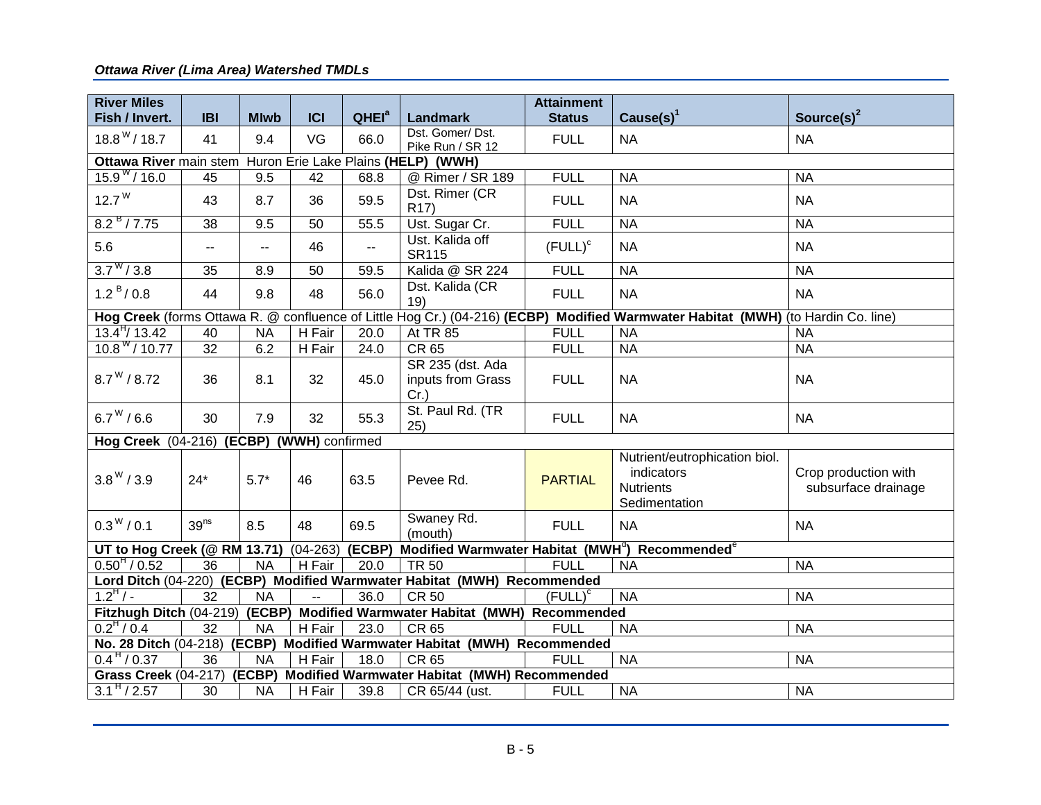| River Miles Fish / Invert. | IBI | MIwb | ICI | QHEI[a] | Landmark | Attainment Status | Cause(s)[1] | Source(s)[2] |
|---|---|---|---|---|---|---|---|---|
| 18.8[W] / 18.7 | 41 | 9.4 | VG | 66.0 | Dst. Gomer/ Dst. Pike Run / SR 12 | FULL | NA | NA |
| **Ottawa River** main stem Huron Erie Lake Plains **(HELP) (WWH)** | | | | | | | | |
| 15.9[W] / 16.0 | 45 | 9.5 | 42 | 68.8 | @ Rimer / SR 189 | FULL | NA | NA |
| 12.7[W] | 43 | 8.7 | 36 | 59.5 | Dst. Rimer (CR R17) | FULL | NA | NA |
| 8.2[B] / 7.75 | 38 | 9.5 | 50 | 55.5 | Ust. Sugar Cr. | FULL | NA | NA |
| 5.6 | -- | -- | 46 | -- | Ust. Kalida off SR115 | (FULL)[c] | NA | NA |
| 3.7[W] / 3.8 | 35 | 8.9 | 50 | 59.5 | Kalida @ SR 224 | FULL | NA | NA |
| 1.2[B] / 0.8 | 44 | 9.8 | 48 | 56.0 | Dst. Kalida (CR 19) | FULL | NA | NA |
| **Hog Creek** (forms Ottawa R. @ confluence of Little Hog Cr.) (04-216) **(ECBP) Modified Warmwater Habitat (MWH)** (to Hardin Co. line) | | | | | | | | |
| 13.4[H] / 13.42 | 40 | NA | H Fair | 20.0 | At TR 85 | FULL | NA | NA |
| 10.8[W] / 10.77 | 32 | 6.2 | H Fair | 24.0 | CR 65 | FULL | NA | NA |
| 8.7[W] / 8.72 | 36 | 8.1 | 32 | 45.0 | SR 235 (dst. Ada inputs from Grass Cr.) | FULL | NA | NA |
| 6.7[W] / 6.6 | 30 | 7.9 | 32 | 55.3 | St. Paul Rd. (TR 25) | FULL | NA | NA |
| **Hog Creek** (04-216) **(ECBP) (WWH)** confirmed | | | | | | | | |
| 3.8[W] / 3.9 | 24* | 5.7* | 46 | 63.5 | Pevee Rd. | PARTIAL | Nutrient/eutrophication biol. indicators<br>Nutrients<br>Sedimentation | Crop production with subsurface drainage |
| 0.3[W] / 0.1 | 39[ns] | 8.5 | 48 | 69.5 | Swaney Rd. (mouth) | FULL | NA | NA |
| **UT to Hog Creek (@ RM 13.71)** (04-263) **(ECBP) Modified Warmwater Habitat (MWH[d]) Recommended[e]** | | | | | | | | |
| 0.50[H] / 0.52 | 36 | NA | H Fair | 20.0 | TR 50 | FULL | NA | NA |
| **Lord Ditch** (04-220) **(ECBP) Modified Warmwater Habitat (MWH) Recommended** | | | | | | | | |
| 1.2[H] / - | 32 | NA | -- | 36.0 | CR 50 | (FULL)[c] | NA | NA |
| **Fitzhugh Ditch** (04-219) **(ECBP) Modified Warmwater Habitat (MWH) Recommended** | | | | | | | | |
| 0.2[H] / 0.4 | 32 | NA | H Fair | 23.0 | CR 65 | FULL | NA | NA |
| **No. 28 Ditch** (04-218) **(ECBP) Modified Warmwater Habitat (MWH) Recommended** | | | | | | | | |
| 0.4[H] / 0.37 | 36 | NA | H Fair | 18.0 | CR 65 | FULL | NA | NA |
| **Grass Creek** (04-217) **(ECBP) Modified Warmwater Habitat (MWH) Recommended** | | | | | | | | |
| 3.1[H] / 2.57 | 30 | NA | H Fair | 39.8 | CR 65/44 (ust. | FULL | NA | NA |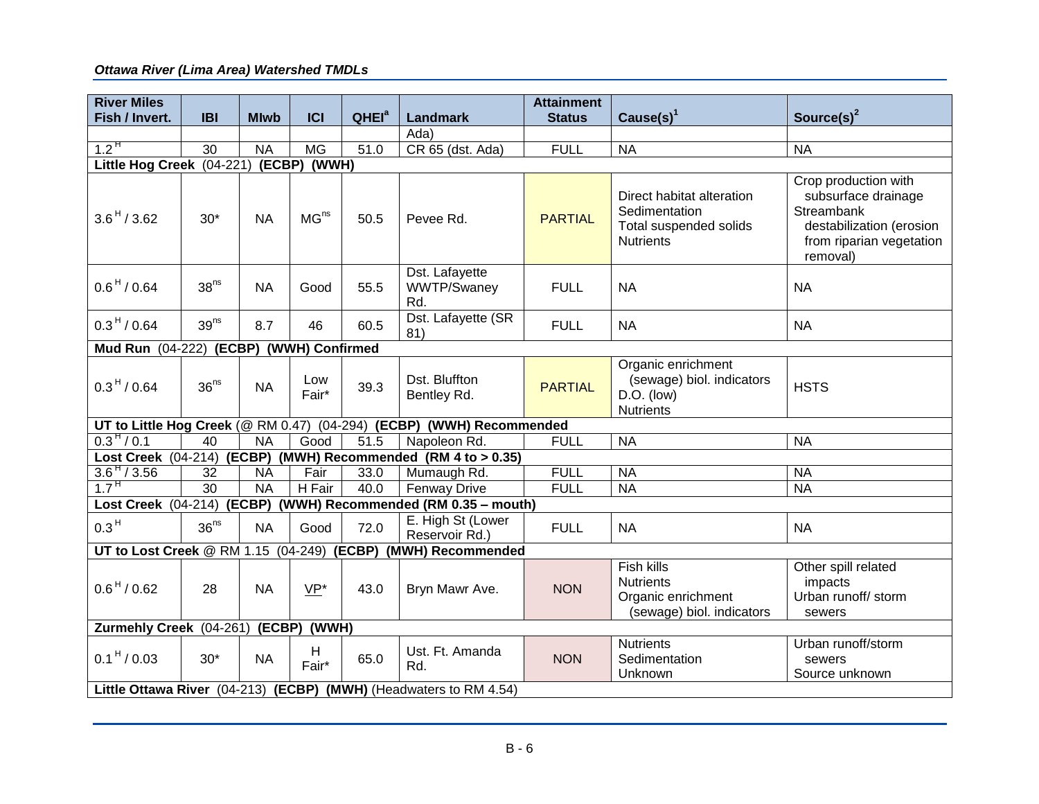| River Miles Fish / Invert. | IBI | MIwb | ICI | QHEI[a] | Landmark | Attainment Status | Cause(s)[1] | Source(s)[2] |
|---|---|---|---|---|---|---|---|---|
| | | | | | Ada) | | | |
| 1.2 [H] | 30 | NA | MG | 51.0 | CR 65 (dst. Ada) | FULL | NA | NA |
| **Little Hog Creek** (04-221) **(ECBP) (WWH)** | | | | | | | | |
| 3.6 [H] / 3.62 | 30* | NA | MG[ns] | 50.5 | Pevee Rd. | PARTIAL | Direct habitat alteration<br>Sedimentation<br>Total suspended solids<br>Nutrients | Crop production with subsurface drainage<br>Streambank destabilization (erosion from riparian vegetation removal) |
| 0.6 [H] / 0.64 | 38[ns] | NA | Good | 55.5 | Dst. Lafayette WWTP/Swaney Rd. | FULL | NA | NA |
| 0.3 [H] / 0.64 | 39[ns] | 8.7 | 46 | 60.5 | Dst. Lafayette (SR 81) | FULL | NA | NA |
| **Mud Run** (04-222) **(ECBP) (WWH) Confirmed** | | | | | | | | |
| 0.3 [H] / 0.64 | 36[ns] | NA | Low Fair* | 39.3 | Dst. Bluffton Bentley Rd. | PARTIAL | Organic enrichment (sewage) biol. indicators<br>D.O. (low)<br>Nutrients | HSTS |
| **UT to Little Hog Creek** (@ RM 0.47) (04-294) **(ECBP) (WWH) Recommended** | | | | | | | | |
| 0.3 [H] / 0.1 | 40 | NA | Good | 51.5 | Napoleon Rd. | FULL | NA | NA |
| **Lost Creek** (04-214) **(ECBP) (MWH) Recommended (RM 4 to > 0.35)** | | | | | | | | |
| 3.6 [H] / 3.56 | 32 | NA | Fair | 33.0 | Mumaugh Rd. | FULL | NA | NA |
| 1.7 [H] | 30 | NA | H Fair | 40.0 | Fenway Drive | FULL | NA | NA |
| **Lost Creek** (04-214) **(ECBP) (WWH) Recommended (RM 0.35 – mouth)** | | | | | | | | |
| 0.3 [H] | 36[ns] | NA | Good | 72.0 | E. High St (Lower Reservoir Rd.) | FULL | NA | NA |
| **UT to Lost Creek** @ RM 1.15 (04-249) **(ECBP) (MWH) Recommended** | | | | | | | | |
| 0.6 [H] / 0.62 | 28 | NA | VP* | 43.0 | Bryn Mawr Ave. | NON | Fish kills<br>Nutrients<br>Organic enrichment (sewage) biol. indicators | Other spill related impacts<br>Urban runoff/ storm sewers |
| **Zurmehly Creek** (04-261) **(ECBP) (WWH)** | | | | | | | | |
| 0.1 [H] / 0.03 | 30* | NA | H Fair* | 65.0 | Ust. Ft. Amanda Rd. | NON | Nutrients<br>Sedimentation<br>Unknown | Urban runoff/storm sewers<br>Source unknown |
| **Little Ottawa River** (04-213) **(ECBP) (MWH)** (Headwaters to RM 4.54) | | | | | | | | |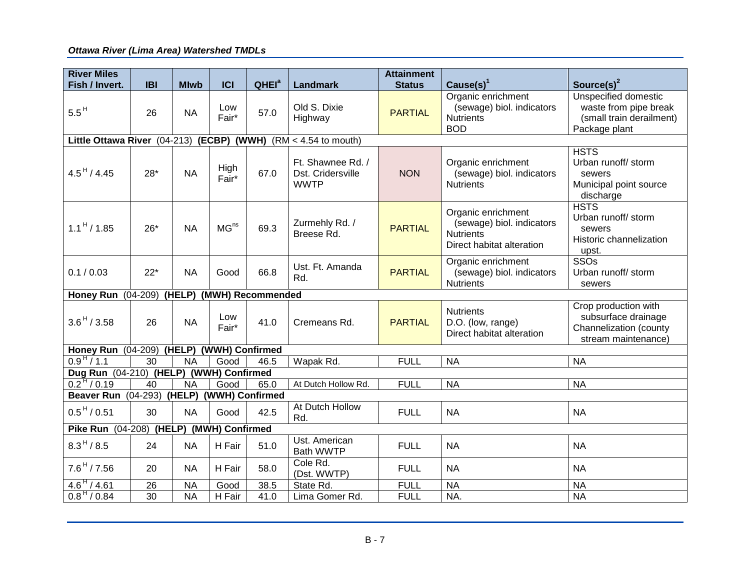| River Miles Fish / Invert. | IBI | MIwb | ICI | QHEI[a] | Landmark | Attainment Status | Cause(s)[1] | Source(s)[2] |
|---|---|---|---|---|---|---|---|---|
| 5.5[H] | 26 | NA | Low Fair* | 57.0 | Old S. Dixie Highway | PARTIAL | Organic enrichment (sewage) biol. indicators<br>Nutrients<br>BOD | Unspecified domestic waste from pipe break (small train derailment)<br>Package plant |
| **Little Ottawa River** (04-213) **(ECBP) (WWH)** (RM < 4.54 to mouth) | | | | | | | | |
| 4.5[H] / 4.45 | 28* | NA | High Fair* | 67.0 | Ft. Shawnee Rd. / Dst. Cridersville WWTP | NON | Organic enrichment (sewage) biol. indicators<br>Nutrients | HSTS<br>Urban runoff/ storm sewers<br>Municipal point source discharge |
| 1.1[H] / 1.85 | 26* | NA | MG[ns] | 69.3 | Zurmehly Rd. / Breese Rd. | PARTIAL | Organic enrichment (sewage) biol. indicators<br>Nutrients<br>Direct habitat alteration | HSTS<br>Urban runoff/ storm sewers<br>Historic channelization upst. |
| 0.1 / 0.03 | 22* | NA | Good | 66.8 | Ust. Ft. Amanda Rd. | PARTIAL | Organic enrichment (sewage) biol. indicators<br>Nutrients | SSOs<br>Urban runoff/ storm sewers |
| **Honey Run** (04-209) **(HELP) (MWH) Recommended** | | | | | | | | |
| 3.6[H] / 3.58 | 26 | NA | Low Fair* | 41.0 | Cremeans Rd. | PARTIAL | Nutrients<br>D.O. (low, range)<br>Direct habitat alteration | Crop production with subsurface drainage<br>Channelization (county stream maintenance) |
| **Honey Run** (04-209) **(HELP) (WWH) Confirmed** | | | | | | | | |
| 0.9[H] / 1.1 | 30 | NA | Good | 46.5 | Wapak Rd. | FULL | NA | NA |
| **Dug Run** (04-210) **(HELP) (WWH) Confirmed** | | | | | | | | |
| 0.2[H] / 0.19 | 40 | NA | Good | 65.0 | At Dutch Hollow Rd. | FULL | NA | NA |
| **Beaver Run** (04-293) **(HELP) (WWH) Confirmed** | | | | | | | | |
| 0.5[H] / 0.51 | 30 | NA | Good | 42.5 | At Dutch Hollow Rd. | FULL | NA | NA |
| **Pike Run** (04-208) **(HELP) (MWH) Confirmed** | | | | | | | | |
| 8.3[H] / 8.5 | 24 | NA | H Fair | 51.0 | Ust. American Bath WWTP | FULL | NA | NA |
| 7.6[H] / 7.56 | 20 | NA | H Fair | 58.0 | Cole Rd. (Dst. WWTP) | FULL | NA | NA |
| 4.6[H] / 4.61 | 26 | NA | Good | 38.5 | State Rd. | FULL | NA | NA |
| 0.8[H] / 0.84 | 30 | NA | H Fair | 41.0 | Lima Gomer Rd. | FULL | NA. | NA |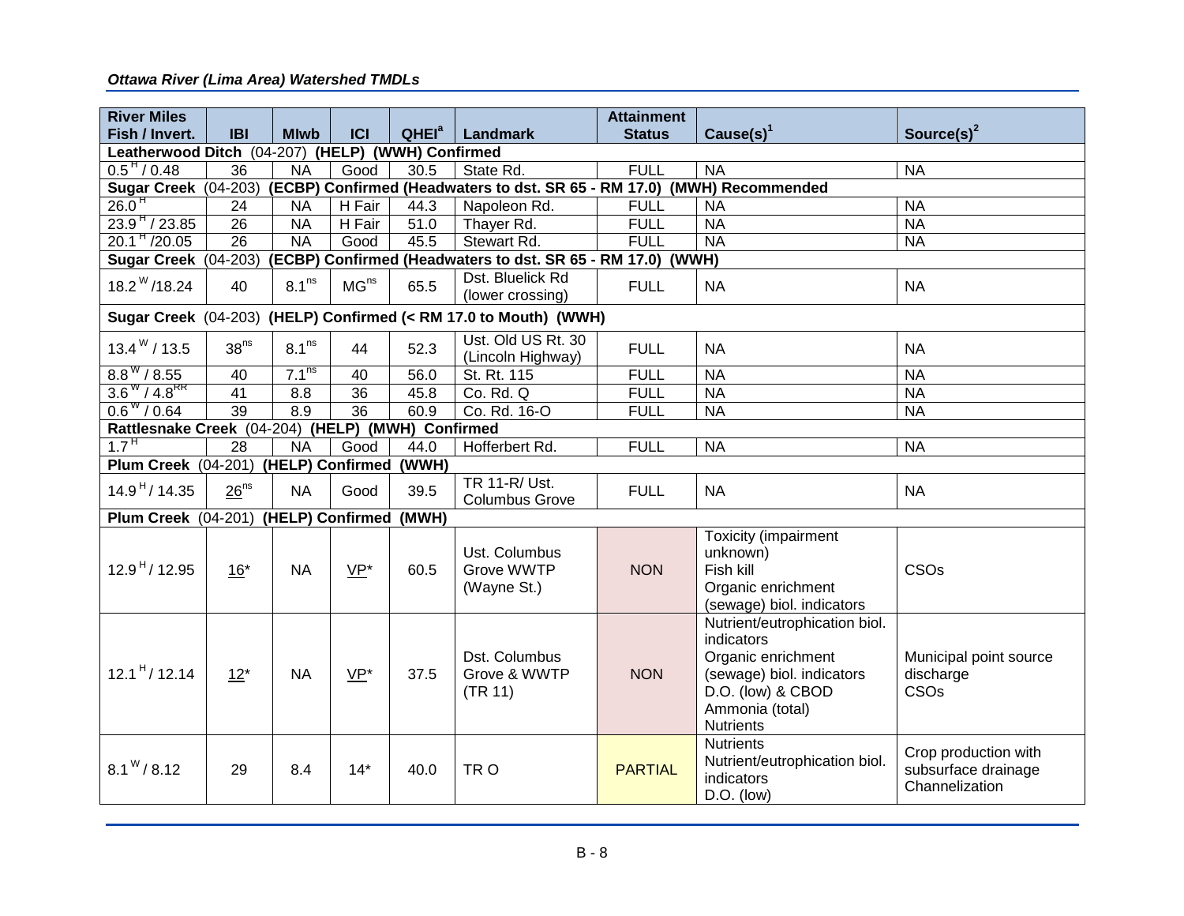| River Miles Fish / Invert. | IBI | MIwb | ICI | QHEI[a] | Landmark | Attainment Status | Cause(s)[1] | Source(s)[2] |
|---|---|---|---|---|---|---|---|---|
| **Leatherwood Ditch** (04-207) **(HELP) (WWH) Confirmed** | | | | | | | | |
| 0.5 [H] / 0.48 | 36 | NA | Good | 30.5 | State Rd. | FULL | NA | NA |
| **Sugar Creek** (04-203) **(ECBP) Confirmed (Headwaters to dst. SR 65 - RM 17.0) (MWH) Recommended** | | | | | | | | |
| 26.0 [H] | 24 | NA | H Fair | 44.3 | Napoleon Rd. | FULL | NA | NA |
| 23.9 [H] / 23.85 | 26 | NA | H Fair | 51.0 | Thayer Rd. | FULL | NA | NA |
| 20.1 [H] /20.05 | 26 | NA | Good | 45.5 | Stewart Rd. | FULL | NA | NA |
| **Sugar Creek** (04-203) **(ECBP) Confirmed (Headwaters to dst. SR 65 - RM 17.0) (WWH)** | | | | | | | | |
| 18.2 [W] /18.24 | 40 | 8.1[ns] | MG[ns] | 65.5 | Dst. Bluelick Rd (lower crossing) | FULL | NA | NA |
| **Sugar Creek** (04-203) **(HELP) Confirmed (< RM 17.0 to Mouth) (WWH)** | | | | | | | | |
| 13.4 [W] / 13.5 | 38[ns] | 8.1[ns] | 44 | 52.3 | Ust. Old US Rt. 30 (Lincoln Highway) | FULL | NA | NA |
| 8.8 [W] / 8.55 | 40 | 7.1[ns] | 40 | 56.0 | St. Rt. 115 | FULL | NA | NA |
| 3.6 [W] / 4.8[RR] | 41 | 8.8 | 36 | 45.8 | Co. Rd. Q | FULL | NA | NA |
| 0.6 [W] / 0.64 | 39 | 8.9 | 36 | 60.9 | Co. Rd. 16-O | FULL | NA | NA |
| **Rattlesnake Creek** (04-204) **(HELP) (MWH) Confirmed** | | | | | | | | |
| 1.7 [H] | 28 | NA | Good | 44.0 | Hofferbert Rd. | FULL | NA | NA |
| **Plum Creek** (04-201) **(HELP) Confirmed (WWH)** | | | | | | | | |
| 14.9 [H] / 14.35 | 26[ns] | NA | Good | 39.5 | TR 11-R/ Ust. Columbus Grove | FULL | NA | NA |
| **Plum Creek** (04-201) **(HELP) Confirmed (MWH)** | | | | | | | | |
| 12.9 [H] / 12.95 | 16* | NA | VP* | 60.5 | Ust. Columbus Grove WWTP (Wayne St.) | NON | Toxicity (impairment unknown)<br>Fish kill<br>Organic enrichment (sewage) biol. indicators | CSOs |
| 12.1 [H] / 12.14 | 12* | NA | VP* | 37.5 | Dst. Columbus Grove & WWTP (TR 11) | NON | Nutrient/eutrophication biol. indicators<br>Organic enrichment (sewage) biol. indicators<br>D.O. (low) & CBOD<br>Ammonia (total)<br>Nutrients | Municipal point source discharge<br>CSOs |
| 8.1 [W] / 8.12 | 29 | 8.4 | 14* | 40.0 | TR O | PARTIAL | Nutrients<br>Nutrient/eutrophication biol. indicators<br>D.O. (low) | Crop production with subsurface drainage<br>Channelization |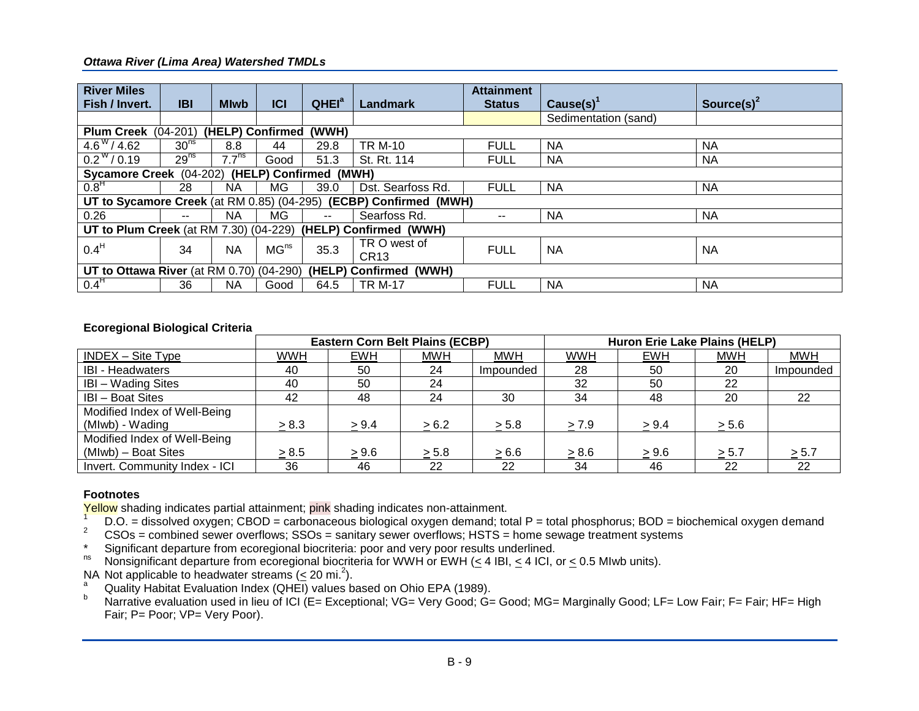| River Miles Fish / Invert. | IBI | MIwb | ICI | QHEI[a] | Landmark | Attainment Status | Cause(s)[1] | Source(s)[2] |
|---|---|---|---|---|---|---|---|---|
| | | | | | | | Sedimentation (sand) | |
| **Plum Creek** (04-201) **(HELP) Confirmed (WWH)** | | | | | | | | |
| 4.6[W] / 4.62 | 30[ns] | 8.8 | 44 | 29.8 | TR M-10 | FULL | NA | NA |
| 0.2[W] / 0.19 | 29[ns] | 7.7[ns] | Good | 51.3 | St. Rt. 114 | FULL | NA | NA |
| **Sycamore Creek** (04-202) **(HELP) Confirmed (MWH)** | | | | | | | | |
| 0.8[H] | 28 | NA | MG | 39.0 | Dst. Searfoss Rd. | FULL | NA | NA |
| **UT to Sycamore Creek** (at RM 0.85) (04-295) **(ECBP) Confirmed (MWH)** | | | | | | | | |
| 0.26 | -- | NA | MG | -- | Searfoss Rd. | -- | NA | NA |
| **UT to Plum Creek** (at RM 7.30) (04-229) **(HELP) Confirmed (WWH)** | | | | | | | | |
| 0.4[H] | 34 | NA | MG[ns] | 35.3 | TR O west of CR13 | FULL | NA | NA |
| **UT to Ottawa River** (at RM 0.70) (04-290) **(HELP) Confirmed (WWH)** | | | | | | | | |
| 0.4[H] | 36 | NA | Good | 64.5 | TR M-17 | FULL | NA | NA |

**Ecoregional Biological Criteria**

| | Eastern Corn Belt Plains (ECBP) | | | | Huron Erie Lake Plains (HELP) | | | |
|---|---|---|---|---|---|---|---|---|
| INDEX – Site Type | WWH | EWH | MWH | MWH | WWH | EWH | MWH | MWH |
| IBI - Headwaters | 40 | 50 | 24 | Impounded | 28 | 50 | 20 | Impounded |
| IBI – Wading Sites | 40 | 50 | 24 | | 32 | 50 | 22 | |
| IBI – Boat Sites | 42 | 48 | 24 | 30 | 34 | 48 | 20 | 22 |
| Modified Index of Well-Being (MIwb) - Wading | ≥ 8.3 | ≥ 9.4 | ≥ 6.2 | ≥ 5.8 | ≥ 7.9 | ≥ 9.4 | ≥ 5.6 | |
| Modified Index of Well-Being (MIwb) – Boat Sites | ≥ 8.5 | ≥ 9.6 | ≥ 5.8 | ≥ 6.6 | ≥ 8.6 | ≥ 9.6 | ≥ 5.7 | ≥ 5.7 |
| Invert. Community Index - ICI | 36 | 46 | 22 | 22 | 34 | 46 | 22 | 22 |

**Footnotes**

Yellow shading indicates partial attainment; pink shading indicates non-attainment.

[1] D.O. = dissolved oxygen; CBOD = carbonaceous biological oxygen demand; total P = total phosphorus; BOD = biochemical oxygen demand

[2] CSOs = combined sewer overflows; SSOs = sanitary sewer overflows; HSTS = home sewage treatment systems

\* Significant departure from ecoregional biocriteria: poor and very poor results underlined.

[ns] Nonsignificant departure from ecoregional biocriteria for WWH or EWH (≤ 4 IBI, ≤ 4 ICI, or ≤ 0.5 MIwb units).

NA Not applicable to headwater streams (≤ 20 mi.[2]).

[a] Quality Habitat Evaluation Index (QHEI) values based on Ohio EPA (1989).

[b] Narrative evaluation used in lieu of ICI (E= Exceptional; VG= Very Good; G= Good; MG= Marginally Good; LF= Low Fair; F= Fair; HF= High Fair; P= Poor; VP= Very Poor).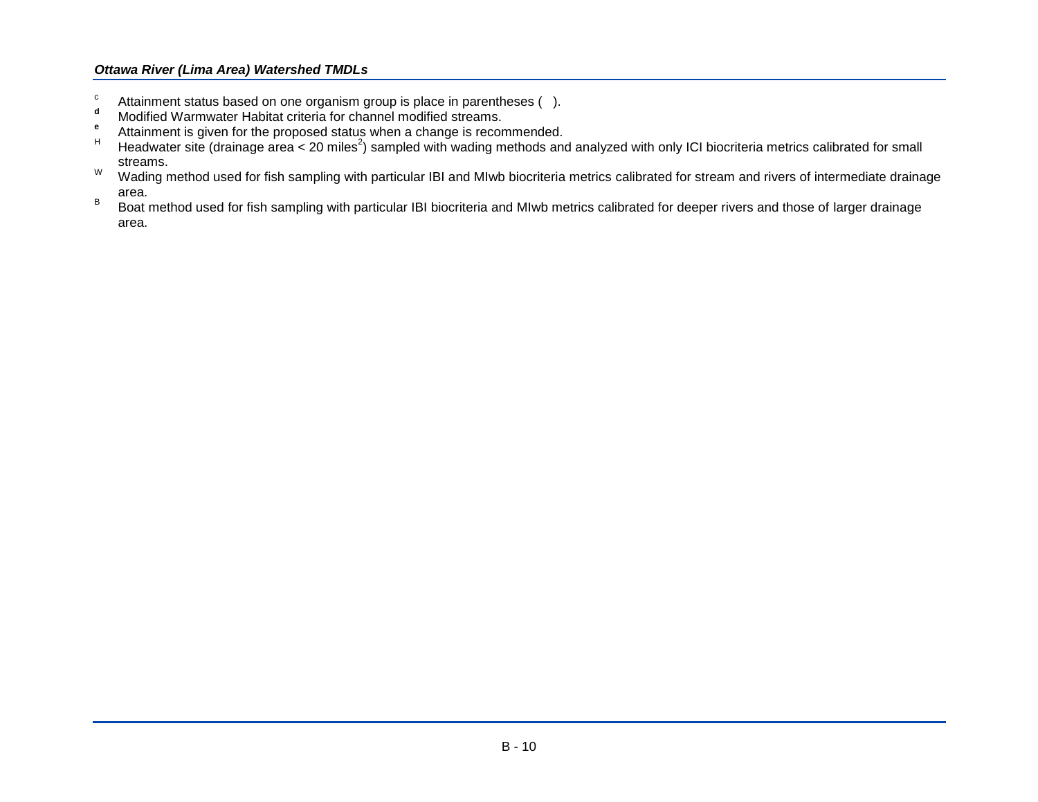[c] Attainment status based on one organism group is place in parentheses ( ).
[d] Modified Warmwater Habitat criteria for channel modified streams.
[e] Attainment is given for the proposed status when a change is recommended.
[H] Headwater site (drainage area < 20 miles$^2$) sampled with wading methods and analyzed with only ICI biocriteria metrics calibrated for small streams.
[W] Wading method used for fish sampling with particular IBI and MIwb biocriteria metrics calibrated for stream and rivers of intermediate drainage area.
[B] Boat method used for fish sampling with particular IBI biocriteria and MIwb metrics calibrated for deeper rivers and those of larger drainage area.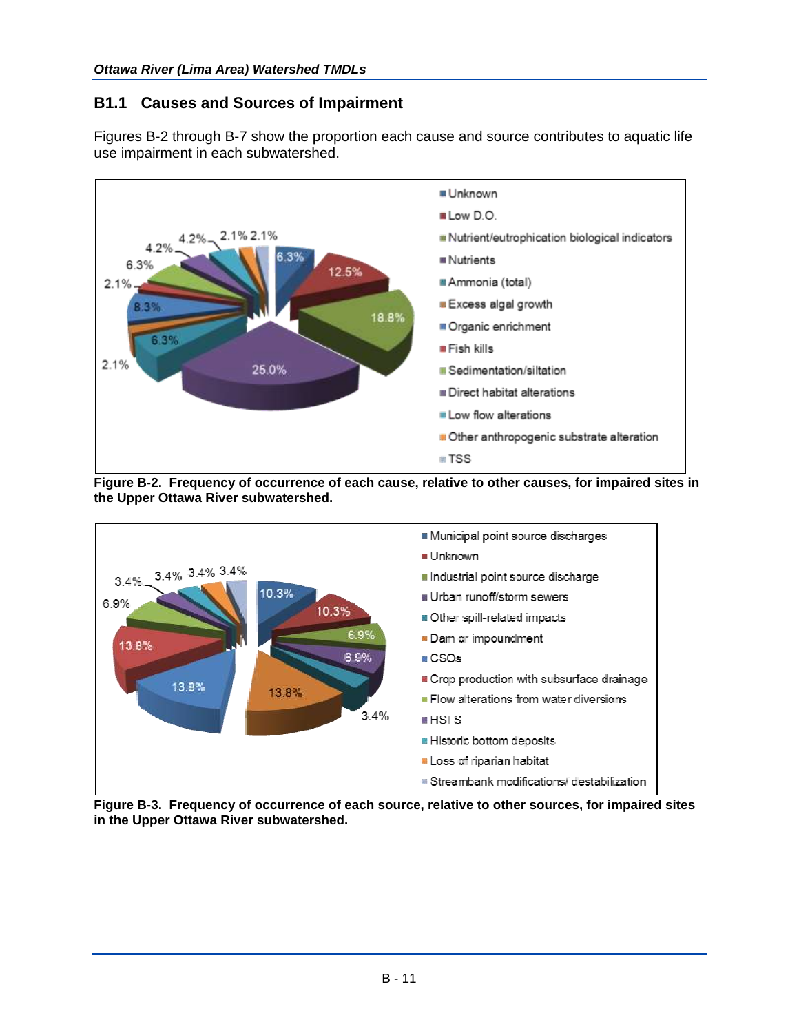## B1.1 Causes and Sources of Impairment

Figures B-2 through B-7 show the proportion each cause and source contributes to aquatic life use impairment in each subwatershed.

**Figure B-2. Frequency of occurrence of each cause, relative to other causes, for impaired sites in the Upper Ottawa River subwatershed.**

**Figure B-3. Frequency of occurrence of each source, relative to other sources, for impaired sites in the Upper Ottawa River subwatershed.**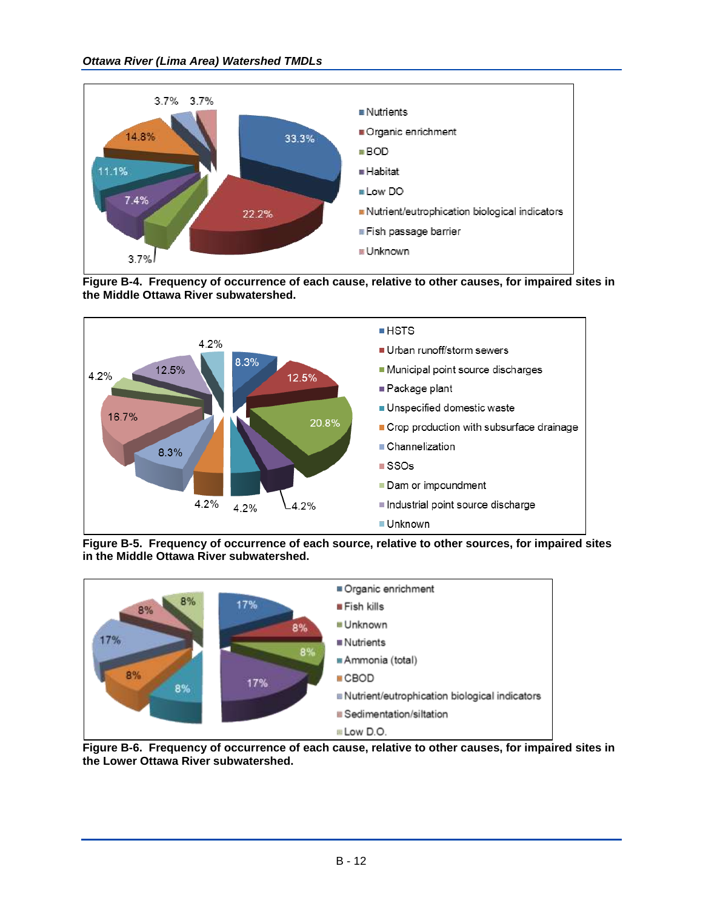Figure B-4. Frequency of occurrence of each cause, relative to other causes, for impaired sites in the Middle Ottawa River subwatershed.

Figure B-5. Frequency of occurrence of each source, relative to other sources, for impaired sites in the Middle Ottawa River subwatershed.

Figure B-6. Frequency of occurrence of each cause, relative to other causes, for impaired sites in the Lower Ottawa River subwatershed.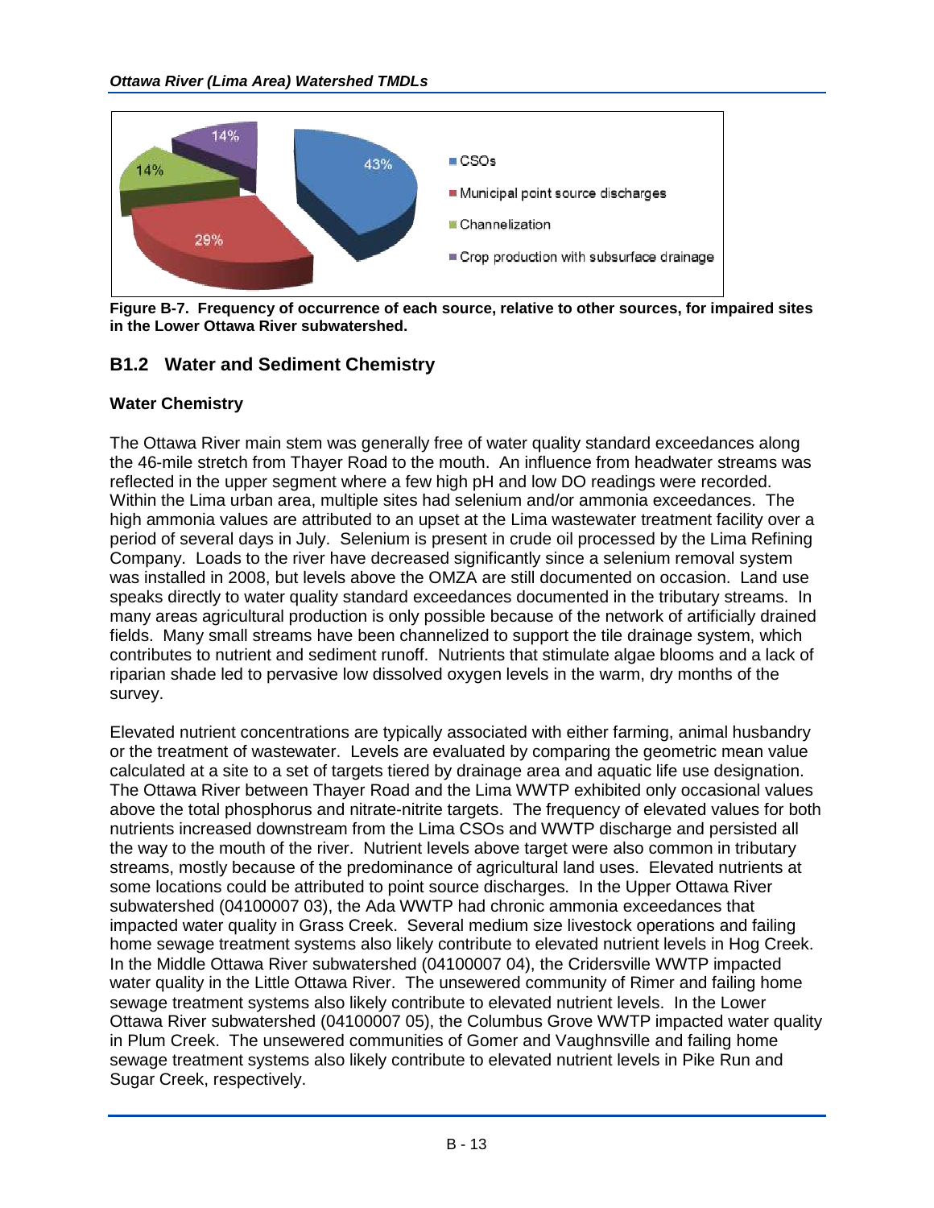**Figure B-7. Frequency of occurrence of each source, relative to other sources, for impaired sites in the Lower Ottawa River subwatershed.**

## B1.2 Water and Sediment Chemistry

### Water Chemistry

The Ottawa River main stem was generally free of water quality standard exceedances along the 46-mile stretch from Thayer Road to the mouth. An influence from headwater streams was reflected in the upper segment where a few high pH and low DO readings were recorded. Within the Lima urban area, multiple sites had selenium and/or ammonia exceedances. The high ammonia values are attributed to an upset at the Lima wastewater treatment facility over a period of several days in July. Selenium is present in crude oil processed by the Lima Refining Company. Loads to the river have decreased significantly since a selenium removal system was installed in 2008, but levels above the OMZA are still documented on occasion. Land use speaks directly to water quality standard exceedances documented in the tributary streams. In many areas agricultural production is only possible because of the network of artificially drained fields. Many small streams have been channelized to support the tile drainage system, which contributes to nutrient and sediment runoff. Nutrients that stimulate algae blooms and a lack of riparian shade led to pervasive low dissolved oxygen levels in the warm, dry months of the survey.

Elevated nutrient concentrations are typically associated with either farming, animal husbandry or the treatment of wastewater. Levels are evaluated by comparing the geometric mean value calculated at a site to a set of targets tiered by drainage area and aquatic life use designation. The Ottawa River between Thayer Road and the Lima WWTP exhibited only occasional values above the total phosphorus and nitrate-nitrite targets. The frequency of elevated values for both nutrients increased downstream from the Lima CSOs and WWTP discharge and persisted all the way to the mouth of the river. Nutrient levels above target were also common in tributary streams, mostly because of the predominance of agricultural land uses. Elevated nutrients at some locations could be attributed to point source discharges. In the Upper Ottawa River subwatershed (04100007 03), the Ada WWTP had chronic ammonia exceedances that impacted water quality in Grass Creek. Several medium size livestock operations and failing home sewage treatment systems also likely contribute to elevated nutrient levels in Hog Creek. In the Middle Ottawa River subwatershed (04100007 04), the Cridersville WWTP impacted water quality in the Little Ottawa River. The unsewered community of Rimer and failing home sewage treatment systems also likely contribute to elevated nutrient levels. In the Lower Ottawa River subwatershed (04100007 05), the Columbus Grove WWTP impacted water quality in Plum Creek. The unsewered communities of Gomer and Vaughnsville and failing home sewage treatment systems also likely contribute to elevated nutrient levels in Pike Run and Sugar Creek, respectively.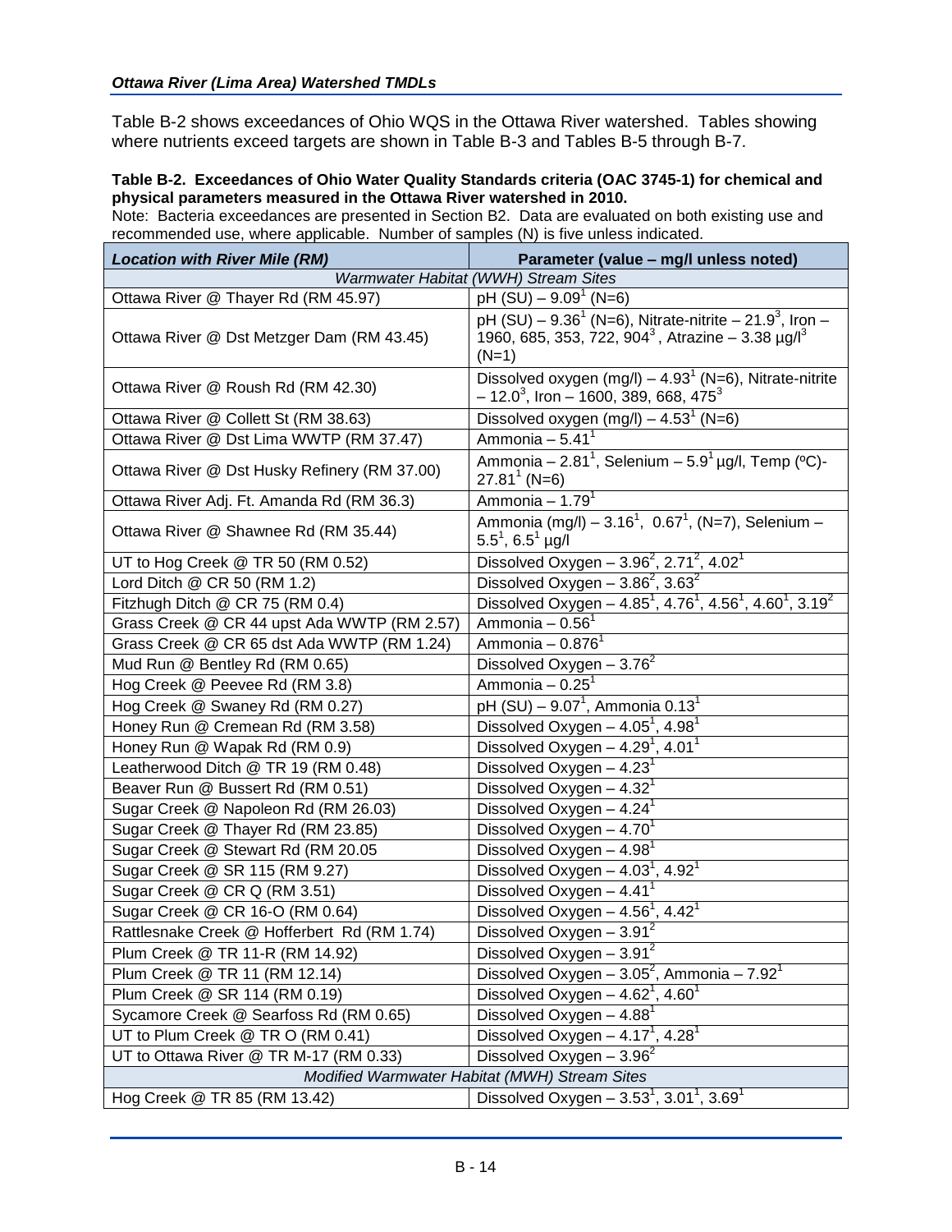Table B-2 shows exceedances of Ohio WQS in the Ottawa River watershed. Tables showing where nutrients exceed targets are shown in Table B-3 and Tables B-5 through B-7.

**Table B-2. Exceedances of Ohio Water Quality Standards criteria (OAC 3745-1) for chemical and physical parameters measured in the Ottawa River watershed in 2010.**

Note: Bacteria exceedances are presented in Section B2. Data are evaluated on both existing use and recommended use, where applicable. Number of samples (N) is five unless indicated.

| *Location with River Mile (RM)* | Parameter (value – mg/l unless noted) |
|---|---|
| *Warmwater Habitat (WWH) Stream Sites* | |
| Ottawa River @ Thayer Rd (RM 45.97) | pH (SU) – 9.09[1] (N=6) |
| Ottawa River @ Dst Metzger Dam (RM 43.45) | pH (SU) – 9.36[1] (N=6), Nitrate-nitrite – 21.9[3], Iron – 1960, 685, 353, 722, 904[3], Atrazine – 3.38 µg/l[3] (N=1) |
| Ottawa River @ Roush Rd (RM 42.30) | Dissolved oxygen (mg/l) – 4.93[1] (N=6), Nitrate-nitrite – 12.0[3], Iron – 1600, 389, 668, 475[3] |
| Ottawa River @ Collett St (RM 38.63) | Dissolved oxygen (mg/l) – 4.53[1] (N=6) |
| Ottawa River @ Dst Lima WWTP (RM 37.47) | Ammonia – 5.41[1] |
| Ottawa River @ Dst Husky Refinery (RM 37.00) | Ammonia – 2.81[1], Selenium – 5.9[1] µg/l, Temp (ºC)- 27.81[1] (N=6) |
| Ottawa River Adj. Ft. Amanda Rd (RM 36.3) | Ammonia – 1.79[1] |
| Ottawa River @ Shawnee Rd (RM 35.44) | Ammonia (mg/l) – 3.16[1], 0.67[1], (N=7), Selenium – 5.5[1], 6.5[1] µg/l |
| UT to Hog Creek @ TR 50 (RM 0.52) | Dissolved Oxygen – 3.96[2], 2.71[2], 4.02[1] |
| Lord Ditch @ CR 50 (RM 1.2) | Dissolved Oxygen – 3.86[2], 3.63[2] |
| Fitzhugh Ditch @ CR 75 (RM 0.4) | Dissolved Oxygen – 4.85[1], 4.76[1], 4.56[1], 4.60[1], 3.19[2] |
| Grass Creek @ CR 44 upst Ada WWTP (RM 2.57) | Ammonia – 0.56[1] |
| Grass Creek @ CR 65 dst Ada WWTP (RM 1.24) | Ammonia – 0.876[1] |
| Mud Run @ Bentley Rd (RM 0.65) | Dissolved Oxygen – 3.76[2] |
| Hog Creek @ Peevee Rd (RM 3.8) | Ammonia – 0.25[1] |
| Hog Creek @ Swaney Rd (RM 0.27) | pH (SU) – 9.07[1], Ammonia 0.13[1] |
| Honey Run @ Cremean Rd (RM 3.58) | Dissolved Oxygen – 4.05[1], 4.98[1] |
| Honey Run @ Wapak Rd (RM 0.9) | Dissolved Oxygen – 4.29[1], 4.01[1] |
| Leatherwood Ditch @ TR 19 (RM 0.48) | Dissolved Oxygen – 4.23[1] |
| Beaver Run @ Bussert Rd (RM 0.51) | Dissolved Oxygen – 4.32[1] |
| Sugar Creek @ Napoleon Rd (RM 26.03) | Dissolved Oxygen – 4.24[1] |
| Sugar Creek @ Thayer Rd (RM 23.85) | Dissolved Oxygen – 4.70[1] |
| Sugar Creek @ Stewart Rd (RM 20.05 | Dissolved Oxygen – 4.98[1] |
| Sugar Creek @ SR 115 (RM 9.27) | Dissolved Oxygen – 4.03[1], 4.92[1] |
| Sugar Creek @ CR Q (RM 3.51) | Dissolved Oxygen – 4.41[1] |
| Sugar Creek @ CR 16-O (RM 0.64) | Dissolved Oxygen – 4.56[1], 4.42[1] |
| Rattlesnake Creek @ Hofferbert Rd (RM 1.74) | Dissolved Oxygen – 3.91[2] |
| Plum Creek @ TR 11-R (RM 14.92) | Dissolved Oxygen – 3.91[2] |
| Plum Creek @ TR 11 (RM 12.14) | Dissolved Oxygen – 3.05[2], Ammonia – 7.92[1] |
| Plum Creek @ SR 114 (RM 0.19) | Dissolved Oxygen – 4.62[1], 4.60[1] |
| Sycamore Creek @ Searfoss Rd (RM 0.65) | Dissolved Oxygen – 4.88[1] |
| UT to Plum Creek @ TR O (RM 0.41) | Dissolved Oxygen – 4.17[1], 4.28[1] |
| UT to Ottawa River @ TR M-17 (RM 0.33) | Dissolved Oxygen – 3.96[2] |
| *Modified Warmwater Habitat (MWH) Stream Sites* | |
| Hog Creek @ TR 85 (RM 13.42) | Dissolved Oxygen – 3.53[1], 3.01[1], 3.69[1] |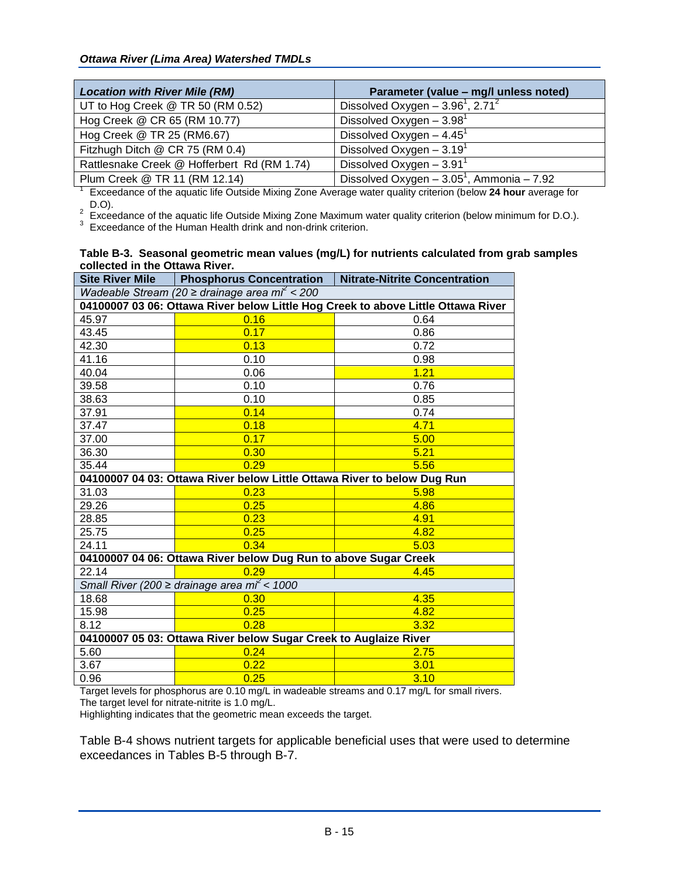| Location with River Mile (RM) | Parameter (value – mg/l unless noted) |
|---|---|
| UT to Hog Creek @ TR 50 (RM 0.52) | Dissolved Oxygen – 3.96[1], 2.71[2] |
| Hog Creek @ CR 65 (RM 10.77) | Dissolved Oxygen – 3.98[1] |
| Hog Creek @ TR 25 (RM6.67) | Dissolved Oxygen – 4.45[1] |
| Fitzhugh Ditch @ CR 75 (RM 0.4) | Dissolved Oxygen – 3.19[1] |
| Rattlesnake Creek @ Hofferbert Rd (RM 1.74) | Dissolved Oxygen – 3.91[1] |
| Plum Creek @ TR 11 (RM 12.14) | Dissolved Oxygen – 3.05[1], Ammonia – 7.92 |

[1] Exceedance of the aquatic life Outside Mixing Zone Average water quality criterion (below **24 hour** average for D.O).

[2] Exceedance of the aquatic life Outside Mixing Zone Maximum water quality criterion (below minimum for D.O.).

[3] Exceedance of the Human Health drink and non-drink criterion.

**Table B-3. Seasonal geometric mean values (mg/L) for nutrients calculated from grab samples collected in the Ottawa River.**

| Site River Mile | Phosphorus Concentration | Nitrate-Nitrite Concentration |
|---|---|---|
| *Wadeable Stream (20 ≥ drainage area mi² < 200* | | |
| **04100007 03 06: Ottawa River below Little Hog Creek to above Little Ottawa River** | | |
| 45.97 | 0.16 | 0.64 |
| 43.45 | 0.17 | 0.86 |
| 42.30 | 0.13 | 0.72 |
| 41.16 | 0.10 | 0.98 |
| 40.04 | 0.06 | 1.21 |
| 39.58 | 0.10 | 0.76 |
| 38.63 | 0.10 | 0.85 |
| 37.91 | 0.14 | 0.74 |
| 37.47 | 0.18 | 4.71 |
| 37.00 | 0.17 | 5.00 |
| 36.30 | 0.30 | 5.21 |
| 35.44 | 0.29 | 5.56 |
| **04100007 04 03: Ottawa River below Little Ottawa River to below Dug Run** | | |
| 31.03 | 0.23 | 5.98 |
| 29.26 | 0.25 | 4.86 |
| 28.85 | 0.23 | 4.91 |
| 25.75 | 0.25 | 4.82 |
| 24.11 | 0.34 | 5.03 |
| **04100007 04 06: Ottawa River below Dug Run to above Sugar Creek** | | |
| 22.14 | 0.29 | 4.45 |
| *Small River (200 ≥ drainage area mi² < 1000* | | |
| 18.68 | 0.30 | 4.35 |
| 15.98 | 0.25 | 4.82 |
| 8.12 | 0.28 | 3.32 |
| **04100007 05 03: Ottawa River below Sugar Creek to Auglaize River** | | |
| 5.60 | 0.24 | 2.75 |
| 3.67 | 0.22 | 3.01 |
| 0.96 | 0.25 | 3.10 |

Target levels for phosphorus are 0.10 mg/L in wadeable streams and 0.17 mg/L for small rivers.
The target level for nitrate-nitrite is 1.0 mg/L.
Highlighting indicates that the geometric mean exceeds the target.

Table B-4 shows nutrient targets for applicable beneficial uses that were used to determine exceedances in Tables B-5 through B-7.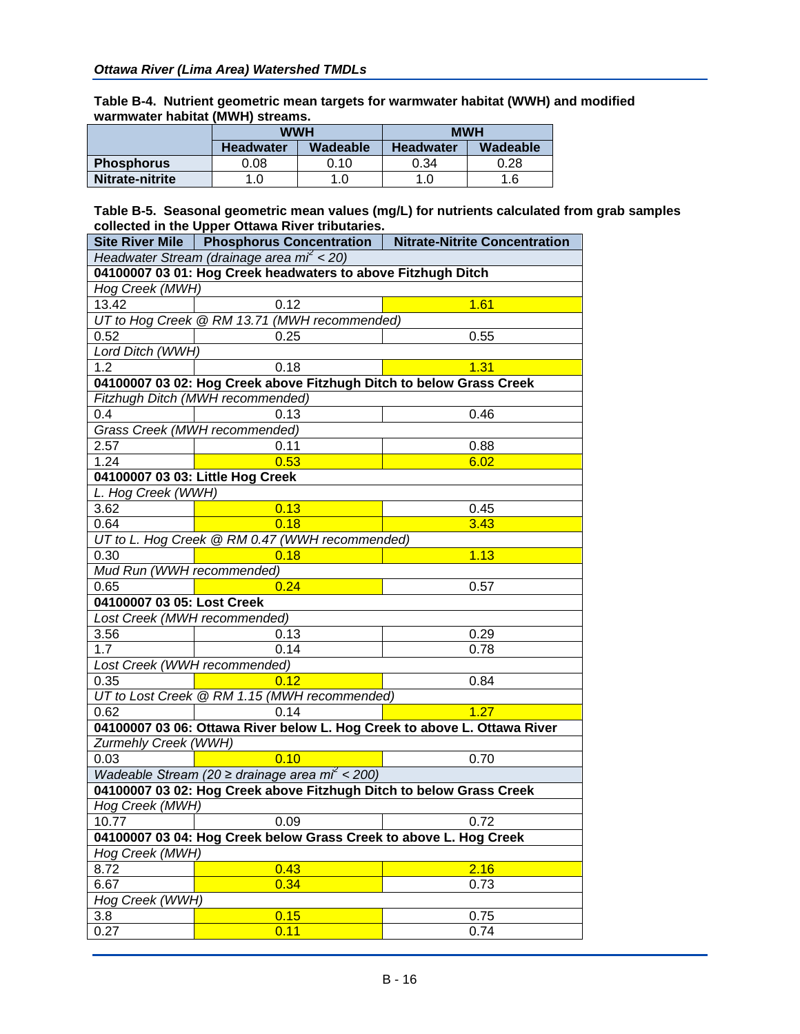**Table B-4. Nutrient geometric mean targets for warmwater habitat (WWH) and modified warmwater habitat (MWH) streams.**

| | WWH | | MWH | |
|---|---|---|---|---|
| | Headwater | Wadeable | Headwater | Wadeable |
| **Phosphorus** | 0.08 | 0.10 | 0.34 | 0.28 |
| **Nitrate-nitrite** | 1.0 | 1.0 | 1.0 | 1.6 |

**Table B-5. Seasonal geometric mean values (mg/L) for nutrients calculated from grab samples collected in the Upper Ottawa River tributaries.**

| Site River Mile | Phosphorus Concentration | Nitrate-Nitrite Concentration |
|---|---|---|
| *Headwater Stream (drainage area mi$^2$ < 20)* | | |
| **04100007 03 01: Hog Creek headwaters to above Fitzhugh Ditch** | | |
| *Hog Creek (MWH)* | | |
| 13.42 | 0.12 | 1.61 |
| *UT to Hog Creek @ RM 13.71 (MWH recommended)* | | |
| 0.52 | 0.25 | 0.55 |
| *Lord Ditch (WWH)* | | |
| 1.2 | 0.18 | 1.31 |
| **04100007 03 02: Hog Creek above Fitzhugh Ditch to below Grass Creek** | | |
| *Fitzhugh Ditch (MWH recommended)* | | |
| 0.4 | 0.13 | 0.46 |
| *Grass Creek (MWH recommended)* | | |
| 2.57 | 0.11 | 0.88 |
| 1.24 | 0.53 | 6.02 |
| **04100007 03 03: Little Hog Creek** | | |
| *L. Hog Creek (WWH)* | | |
| 3.62 | 0.13 | 0.45 |
| 0.64 | 0.18 | 3.43 |
| *UT to L. Hog Creek @ RM 0.47 (WWH recommended)* | | |
| 0.30 | 0.18 | 1.13 |
| *Mud Run (WWH recommended)* | | |
| 0.65 | 0.24 | 0.57 |
| **04100007 03 05: Lost Creek** | | |
| *Lost Creek (MWH recommended)* | | |
| 3.56 | 0.13 | 0.29 |
| 1.7 | 0.14 | 0.78 |
| *Lost Creek (WWH recommended)* | | |
| 0.35 | 0.12 | 0.84 |
| *UT to Lost Creek @ RM 1.15 (MWH recommended)* | | |
| 0.62 | 0.14 | 1.27 |
| **04100007 03 06: Ottawa River below L. Hog Creek to above L. Ottawa River** | | |
| *Zurmehly Creek (WWH)* | | |
| 0.03 | 0.10 | 0.70 |
| *Wadeable Stream (20 ≥ drainage area mi$^2$ < 200)* | | |
| **04100007 03 02: Hog Creek above Fitzhugh Ditch to below Grass Creek** | | |
| *Hog Creek (MWH)* | | |
| 10.77 | 0.09 | 0.72 |
| **04100007 03 04: Hog Creek below Grass Creek to above L. Hog Creek** | | |
| *Hog Creek (MWH)* | | |
| 8.72 | 0.43 | 2.16 |
| 6.67 | 0.34 | 0.73 |
| *Hog Creek (WWH)* | | |
| 3.8 | 0.15 | 0.75 |
| 0.27 | 0.11 | 0.74 |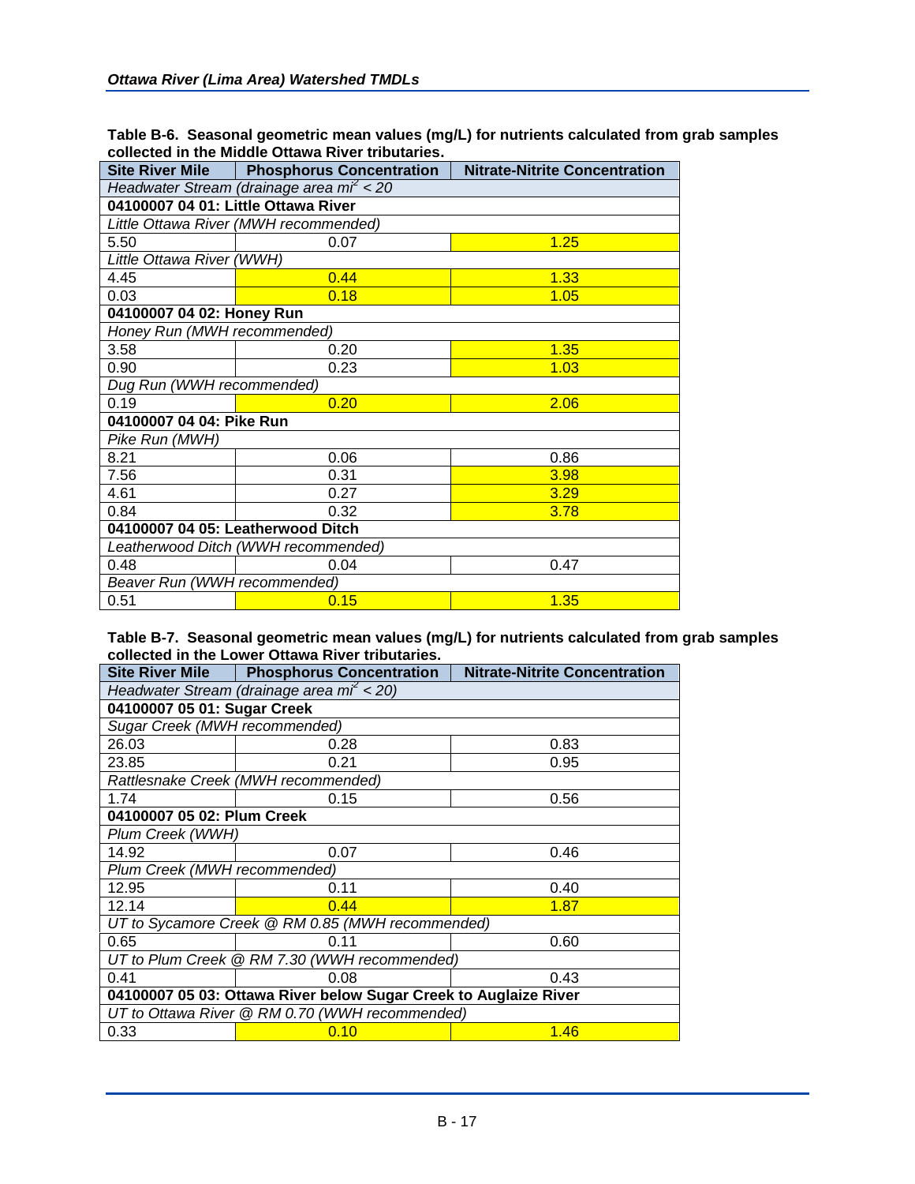**Table B-6. Seasonal geometric mean values (mg/L) for nutrients calculated from grab samples collected in the Middle Ottawa River tributaries.**

| Site River Mile | Phosphorus Concentration | Nitrate-Nitrite Concentration |
|---|---|---|
| *Headwater Stream (drainage area $mi^2$ < 20* | | |
| **04100007 04 01: Little Ottawa River** | | |
| *Little Ottawa River (MWH recommended)* | | |
| 5.50 | 0.07 | 1.25 |
| *Little Ottawa River (WWH)* | | |
| 4.45 | 0.44 | 1.33 |
| 0.03 | 0.18 | 1.05 |
| **04100007 04 02: Honey Run** | | |
| *Honey Run (MWH recommended)* | | |
| 3.58 | 0.20 | 1.35 |
| 0.90 | 0.23 | 1.03 |
| *Dug Run (WWH recommended)* | | |
| 0.19 | 0.20 | 2.06 |
| **04100007 04 04: Pike Run** | | |
| *Pike Run (MWH)* | | |
| 8.21 | 0.06 | 0.86 |
| 7.56 | 0.31 | 3.98 |
| 4.61 | 0.27 | 3.29 |
| 0.84 | 0.32 | 3.78 |
| **04100007 04 05: Leatherwood Ditch** | | |
| *Leatherwood Ditch (WWH recommended)* | | |
| 0.48 | 0.04 | 0.47 |
| *Beaver Run (WWH recommended)* | | |
| 0.51 | 0.15 | 1.35 |

**Table B-7. Seasonal geometric mean values (mg/L) for nutrients calculated from grab samples collected in the Lower Ottawa River tributaries.**

| Site River Mile | Phosphorus Concentration | Nitrate-Nitrite Concentration |
|---|---|---|
| *Headwater Stream (drainage area $mi^2$ < 20)* | | |
| **04100007 05 01: Sugar Creek** | | |
| *Sugar Creek (MWH recommended)* | | |
| 26.03 | 0.28 | 0.83 |
| 23.85 | 0.21 | 0.95 |
| *Rattlesnake Creek (MWH recommended)* | | |
| 1.74 | 0.15 | 0.56 |
| **04100007 05 02: Plum Creek** | | |
| *Plum Creek (WWH)* | | |
| 14.92 | 0.07 | 0.46 |
| *Plum Creek (MWH recommended)* | | |
| 12.95 | 0.11 | 0.40 |
| 12.14 | 0.44 | 1.87 |
| *UT to Sycamore Creek @ RM 0.85 (MWH recommended)* | | |
| 0.65 | 0.11 | 0.60 |
| *UT to Plum Creek @ RM 7.30 (WWH recommended)* | | |
| 0.41 | 0.08 | 0.43 |
| **04100007 05 03: Ottawa River below Sugar Creek to Auglaize River** | | |
| *UT to Ottawa River @ RM 0.70 (WWH recommended)* | | |
| 0.33 | 0.10 | 1.46 |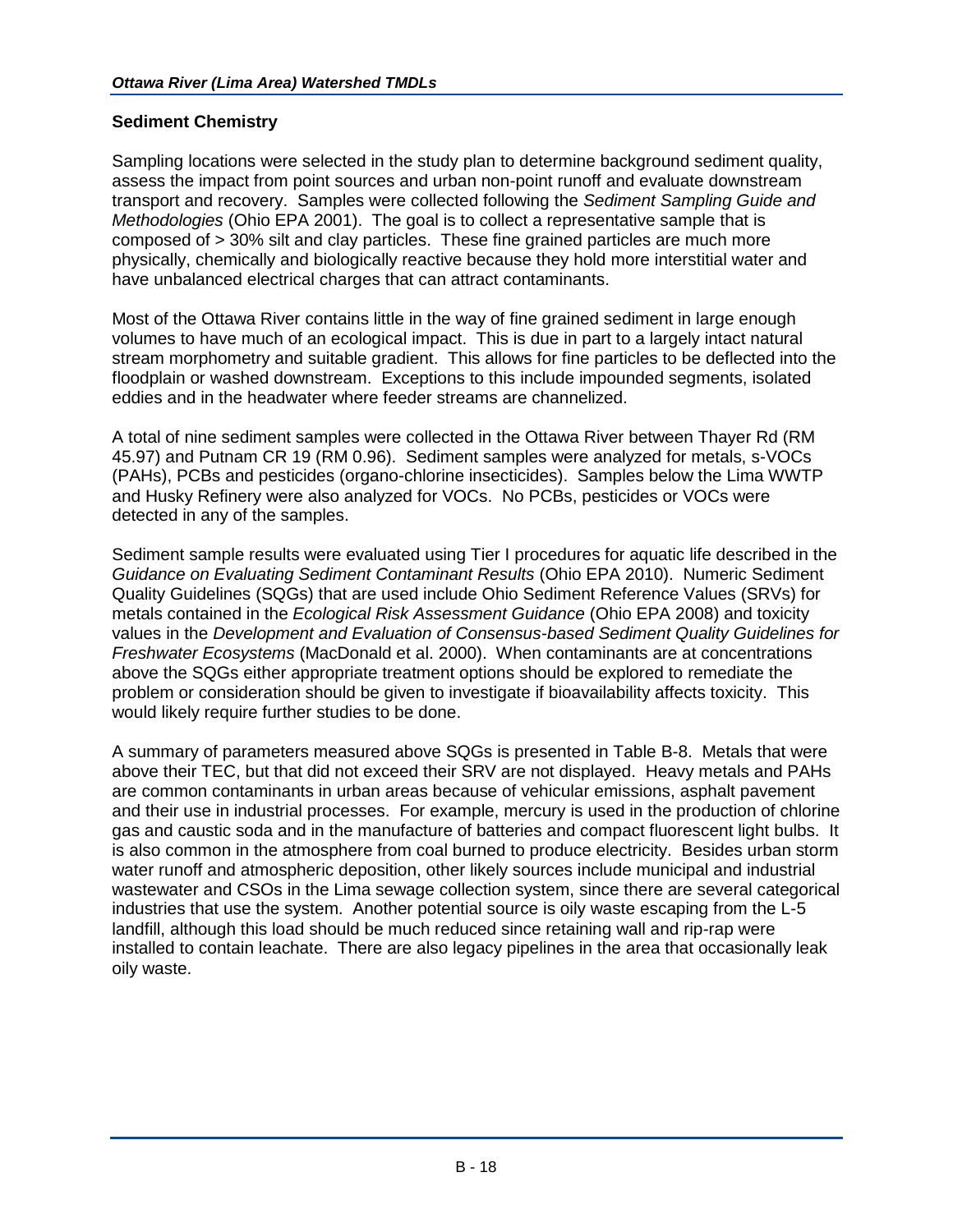## Sediment Chemistry

Sampling locations were selected in the study plan to determine background sediment quality, assess the impact from point sources and urban non-point runoff and evaluate downstream transport and recovery. Samples were collected following the *Sediment Sampling Guide and Methodologies* (Ohio EPA 2001). The goal is to collect a representative sample that is composed of > 30% silt and clay particles. These fine grained particles are much more physically, chemically and biologically reactive because they hold more interstitial water and have unbalanced electrical charges that can attract contaminants.

Most of the Ottawa River contains little in the way of fine grained sediment in large enough volumes to have much of an ecological impact. This is due in part to a largely intact natural stream morphometry and suitable gradient. This allows for fine particles to be deflected into the floodplain or washed downstream. Exceptions to this include impounded segments, isolated eddies and in the headwater where feeder streams are channelized.

A total of nine sediment samples were collected in the Ottawa River between Thayer Rd (RM 45.97) and Putnam CR 19 (RM 0.96). Sediment samples were analyzed for metals, s-VOCs (PAHs), PCBs and pesticides (organo-chlorine insecticides). Samples below the Lima WWTP and Husky Refinery were also analyzed for VOCs. No PCBs, pesticides or VOCs were detected in any of the samples.

Sediment sample results were evaluated using Tier I procedures for aquatic life described in the *Guidance on Evaluating Sediment Contaminant Results* (Ohio EPA 2010). Numeric Sediment Quality Guidelines (SQGs) that are used include Ohio Sediment Reference Values (SRVs) for metals contained in the *Ecological Risk Assessment Guidance* (Ohio EPA 2008) and toxicity values in the *Development and Evaluation of Consensus-based Sediment Quality Guidelines for Freshwater Ecosystems* (MacDonald et al. 2000). When contaminants are at concentrations above the SQGs either appropriate treatment options should be explored to remediate the problem or consideration should be given to investigate if bioavailability affects toxicity. This would likely require further studies to be done.

A summary of parameters measured above SQGs is presented in Table B-8. Metals that were above their TEC, but that did not exceed their SRV are not displayed. Heavy metals and PAHs are common contaminants in urban areas because of vehicular emissions, asphalt pavement and their use in industrial processes. For example, mercury is used in the production of chlorine gas and caustic soda and in the manufacture of batteries and compact fluorescent light bulbs. It is also common in the atmosphere from coal burned to produce electricity. Besides urban storm water runoff and atmospheric deposition, other likely sources include municipal and industrial wastewater and CSOs in the Lima sewage collection system, since there are several categorical industries that use the system. Another potential source is oily waste escaping from the L-5 landfill, although this load should be much reduced since retaining wall and rip-rap were installed to contain leachate. There are also legacy pipelines in the area that occasionally leak oily waste.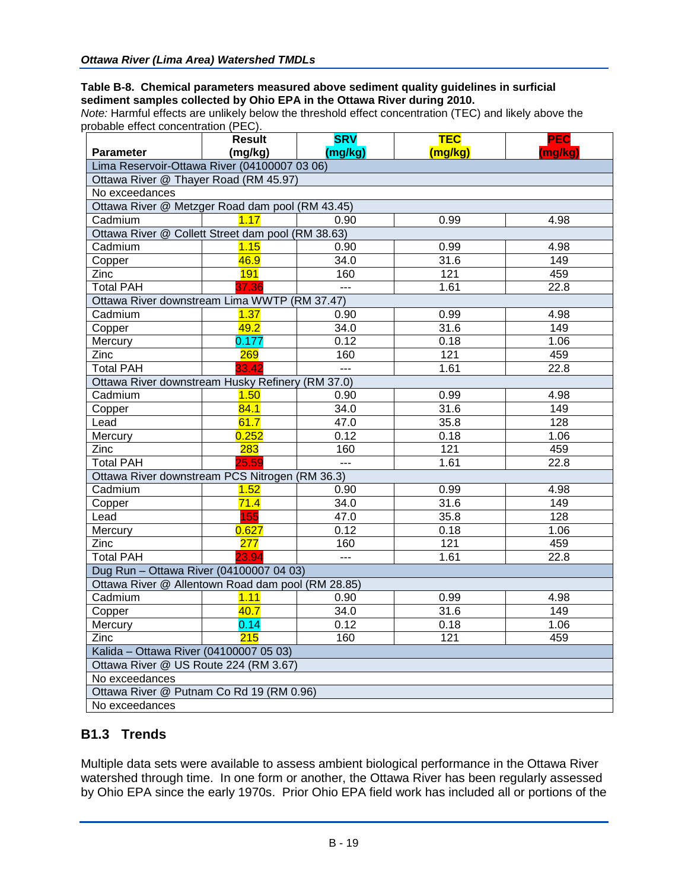**Table B-8. Chemical parameters measured above sediment quality guidelines in surficial sediment samples collected by Ohio EPA in the Ottawa River during 2010.**

*Note:* Harmful effects are unlikely below the threshold effect concentration (TEC) and likely above the probable effect concentration (PEC).

| Parameter | Result (mg/kg) | SRV (mg/kg) | TEC (mg/kg) | PEC (mg/kg) |
|---|---|---|---|---|
| Lima Reservoir-Ottawa River (04100007 03 06) | | | | |
| Ottawa River @ Thayer Road (RM 45.97) | | | | |
| No exceedances | | | | |
| Ottawa River @ Metzger Road dam pool (RM 43.45) | | | | |
| Cadmium | 1.17 | 0.90 | 0.99 | 4.98 |
| Ottawa River @ Collett Street dam pool (RM 38.63) | | | | |
| Cadmium | 1.15 | 0.90 | 0.99 | 4.98 |
| Copper | 46.9 | 34.0 | 31.6 | 149 |
| Zinc | 191 | 160 | 121 | 459 |
| Total PAH | 37.36 | --- | 1.61 | 22.8 |
| Ottawa River downstream Lima WWTP (RM 37.47) | | | | |
| Cadmium | 1.37 | 0.90 | 0.99 | 4.98 |
| Copper | 49.2 | 34.0 | 31.6 | 149 |
| Mercury | 0.177 | 0.12 | 0.18 | 1.06 |
| Zinc | 269 | 160 | 121 | 459 |
| Total PAH | 33.42 | --- | 1.61 | 22.8 |
| Ottawa River downstream Husky Refinery (RM 37.0) | | | | |
| Cadmium | 1.50 | 0.90 | 0.99 | 4.98 |
| Copper | 84.1 | 34.0 | 31.6 | 149 |
| Lead | 61.7 | 47.0 | 35.8 | 128 |
| Mercury | 0.252 | 0.12 | 0.18 | 1.06 |
| Zinc | 283 | 160 | 121 | 459 |
| Total PAH | 25.59 | --- | 1.61 | 22.8 |
| Ottawa River downstream PCS Nitrogen (RM 36.3) | | | | |
| Cadmium | 1.52 | 0.90 | 0.99 | 4.98 |
| Copper | 71.4 | 34.0 | 31.6 | 149 |
| Lead | 155 | 47.0 | 35.8 | 128 |
| Mercury | 0.627 | 0.12 | 0.18 | 1.06 |
| Zinc | 277 | 160 | 121 | 459 |
| Total PAH | 23.94 | --- | 1.61 | 22.8 |
| Dug Run – Ottawa River (04100007 04 03) | | | | |
| Ottawa River @ Allentown Road dam pool (RM 28.85) | | | | |
| Cadmium | 1.11 | 0.90 | 0.99 | 4.98 |
| Copper | 40.7 | 34.0 | 31.6 | 149 |
| Mercury | 0.14 | 0.12 | 0.18 | 1.06 |
| Zinc | 215 | 160 | 121 | 459 |
| Kalida – Ottawa River (04100007 05 03) | | | | |
| Ottawa River @ US Route 224 (RM 3.67) | | | | |
| No exceedances | | | | |
| Ottawa River @ Putnam Co Rd 19 (RM 0.96) | | | | |
| No exceedances | | | | |

## B1.3 Trends

Multiple data sets were available to assess ambient biological performance in the Ottawa River watershed through time. In one form or another, the Ottawa River has been regularly assessed by Ohio EPA since the early 1970s. Prior Ohio EPA field work has included all or portions of the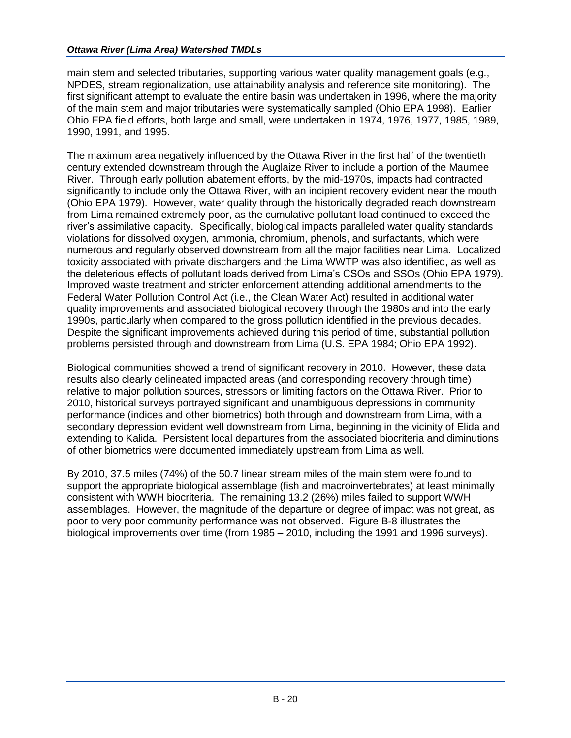main stem and selected tributaries, supporting various water quality management goals (e.g., NPDES, stream regionalization, use attainability analysis and reference site monitoring). The first significant attempt to evaluate the entire basin was undertaken in 1996, where the majority of the main stem and major tributaries were systematically sampled (Ohio EPA 1998). Earlier Ohio EPA field efforts, both large and small, were undertaken in 1974, 1976, 1977, 1985, 1989, 1990, 1991, and 1995.

The maximum area negatively influenced by the Ottawa River in the first half of the twentieth century extended downstream through the Auglaize River to include a portion of the Maumee River. Through early pollution abatement efforts, by the mid-1970s, impacts had contracted significantly to include only the Ottawa River, with an incipient recovery evident near the mouth (Ohio EPA 1979). However, water quality through the historically degraded reach downstream from Lima remained extremely poor, as the cumulative pollutant load continued to exceed the river's assimilative capacity. Specifically, biological impacts paralleled water quality standards violations for dissolved oxygen, ammonia, chromium, phenols, and surfactants, which were numerous and regularly observed downstream from all the major facilities near Lima. Localized toxicity associated with private dischargers and the Lima WWTP was also identified, as well as the deleterious effects of pollutant loads derived from Lima's CSOs and SSOs (Ohio EPA 1979). Improved waste treatment and stricter enforcement attending additional amendments to the Federal Water Pollution Control Act (i.e., the Clean Water Act) resulted in additional water quality improvements and associated biological recovery through the 1980s and into the early 1990s, particularly when compared to the gross pollution identified in the previous decades. Despite the significant improvements achieved during this period of time, substantial pollution problems persisted through and downstream from Lima (U.S. EPA 1984; Ohio EPA 1992).

Biological communities showed a trend of significant recovery in 2010. However, these data results also clearly delineated impacted areas (and corresponding recovery through time) relative to major pollution sources, stressors or limiting factors on the Ottawa River. Prior to 2010, historical surveys portrayed significant and unambiguous depressions in community performance (indices and other biometrics) both through and downstream from Lima, with a secondary depression evident well downstream from Lima, beginning in the vicinity of Elida and extending to Kalida. Persistent local departures from the associated biocriteria and diminutions of other biometrics were documented immediately upstream from Lima as well.

By 2010, 37.5 miles (74%) of the 50.7 linear stream miles of the main stem were found to support the appropriate biological assemblage (fish and macroinvertebrates) at least minimally consistent with WWH biocriteria. The remaining 13.2 (26%) miles failed to support WWH assemblages. However, the magnitude of the departure or degree of impact was not great, as poor to very poor community performance was not observed. Figure B-8 illustrates the biological improvements over time (from 1985 – 2010, including the 1991 and 1996 surveys).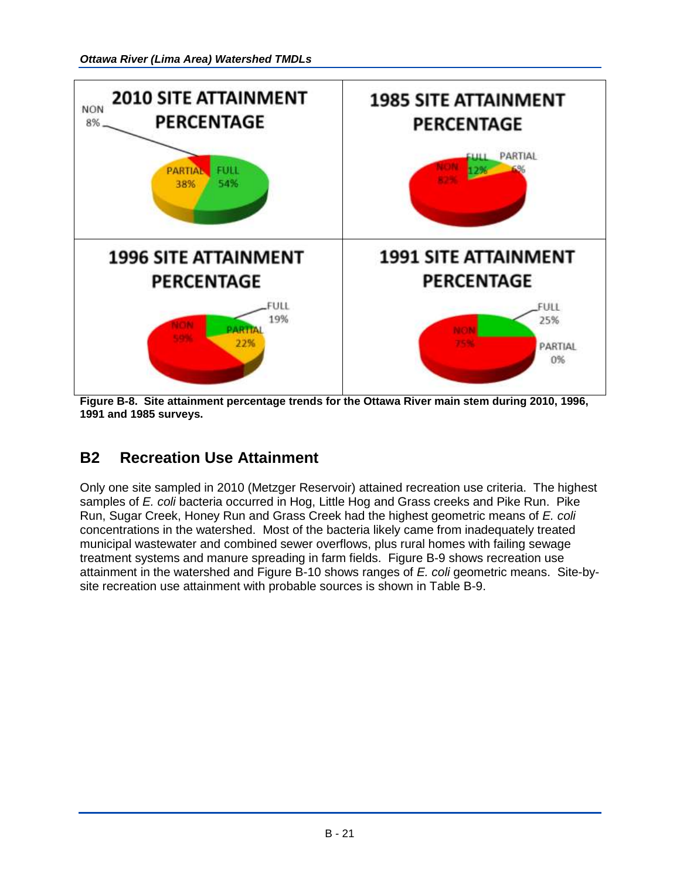Figure B-8. Site attainment percentage trends for the Ottawa River main stem during 2010, 1996, 1991 and 1985 surveys.

## B2 Recreation Use Attainment

Only one site sampled in 2010 (Metzger Reservoir) attained recreation use criteria. The highest samples of *E. coli* bacteria occurred in Hog, Little Hog and Grass creeks and Pike Run. Pike Run, Sugar Creek, Honey Run and Grass Creek had the highest geometric means of *E. coli* concentrations in the watershed. Most of the bacteria likely came from inadequately treated municipal wastewater and combined sewer overflows, plus rural homes with failing sewage treatment systems and manure spreading in farm fields. Figure B-9 shows recreation use attainment in the watershed and Figure B-10 shows ranges of *E. coli* geometric means. Site-by-site recreation use attainment with probable sources is shown in Table B-9.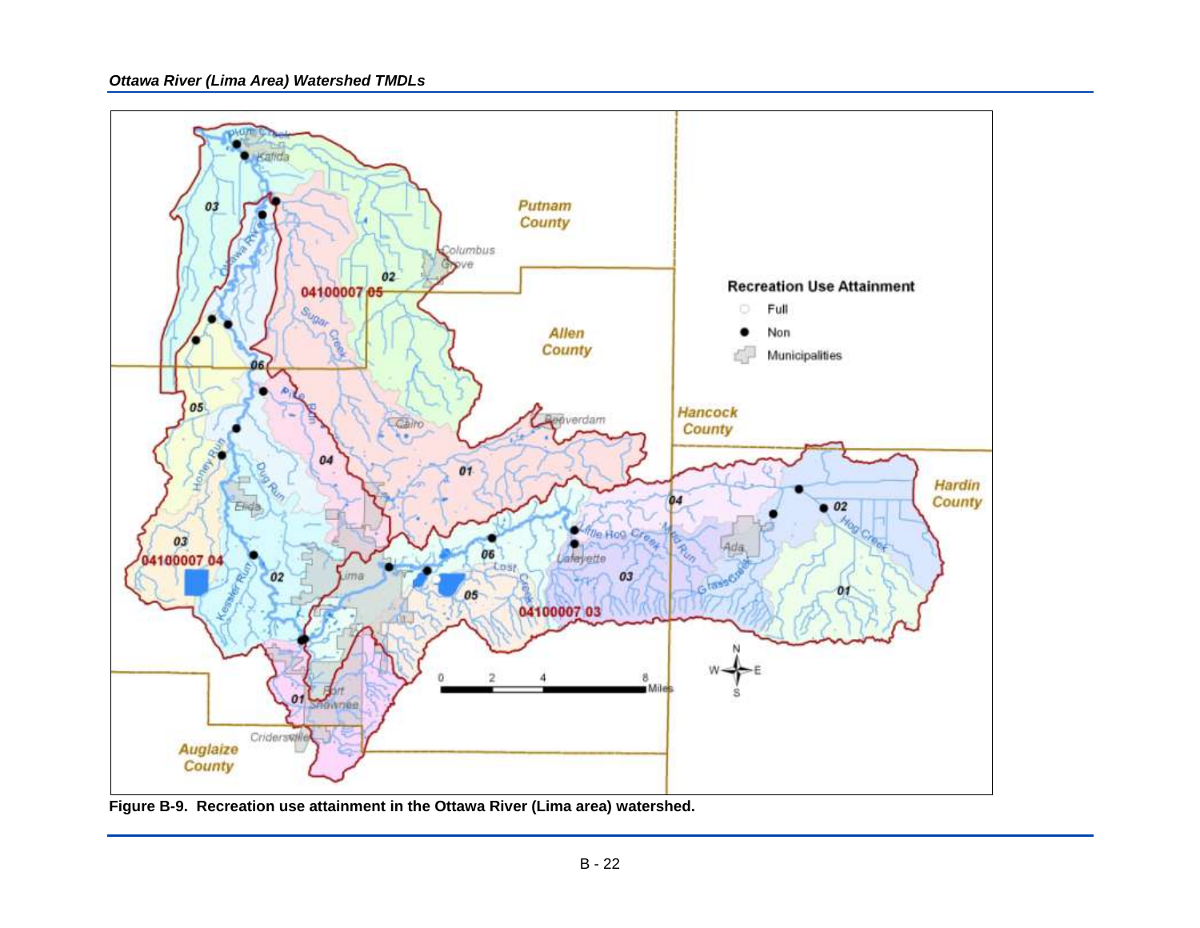**Figure B-9. Recreation use attainment in the Ottawa River (Lima area) watershed.**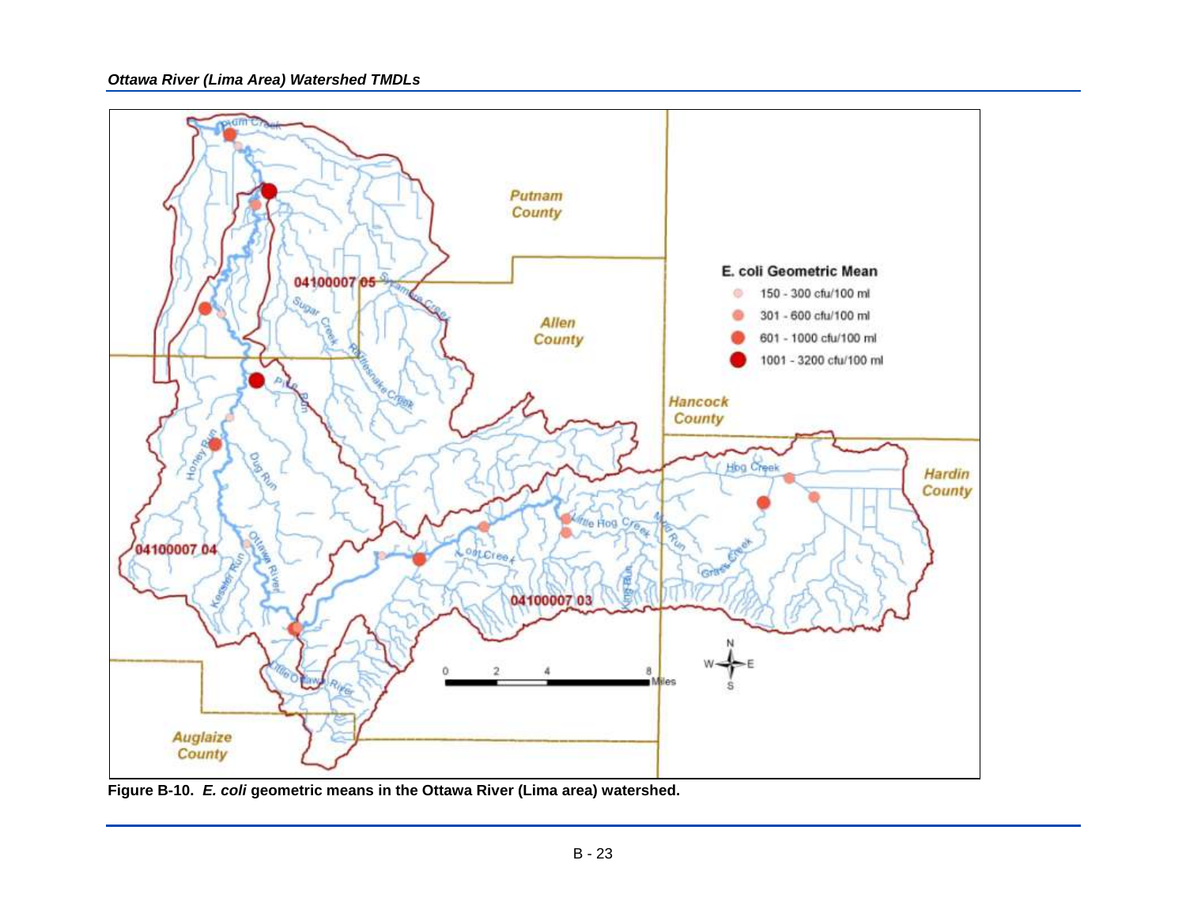**Figure B-10.** ***E. coli*** **geometric means in the Ottawa River (Lima area) watershed.**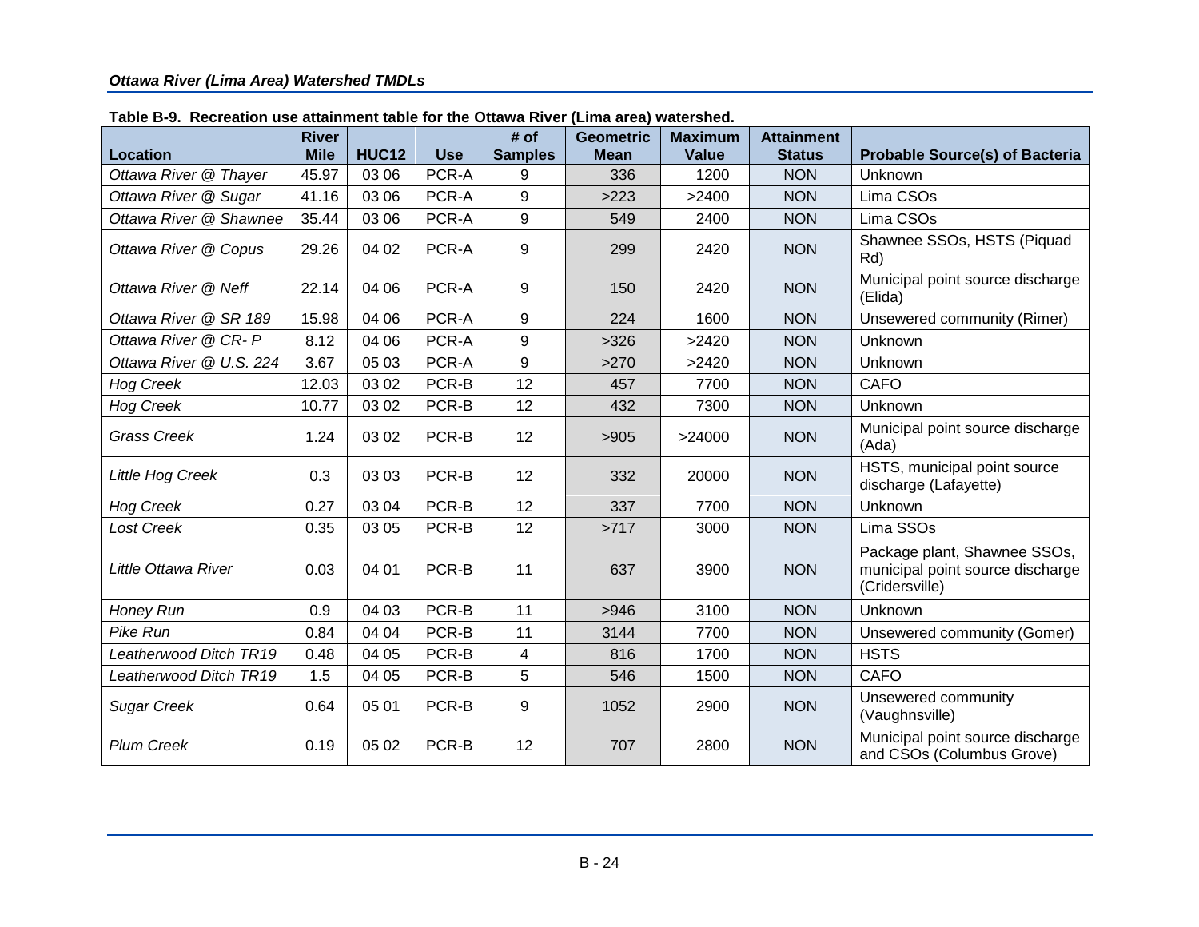**Table B-9. Recreation use attainment table for the Ottawa River (Lima area) watershed.**

| Location | River Mile | HUC12 | Use | # of Samples | Geometric Mean | Maximum Value | Attainment Status | Probable Source(s) of Bacteria |
|---|---|---|---|---|---|---|---|---|
| *Ottawa River @ Thayer* | 45.97 | 03 06 | PCR-A | 9 | 336 | 1200 | NON | Unknown |
| *Ottawa River @ Sugar* | 41.16 | 03 06 | PCR-A | 9 | >223 | >2400 | NON | Lima CSOs |
| *Ottawa River @ Shawnee* | 35.44 | 03 06 | PCR-A | 9 | 549 | 2400 | NON | Lima CSOs |
| *Ottawa River @ Copus* | 29.26 | 04 02 | PCR-A | 9 | 299 | 2420 | NON | Shawnee SSOs, HSTS (Piquad Rd) |
| *Ottawa River @ Neff* | 22.14 | 04 06 | PCR-A | 9 | 150 | 2420 | NON | Municipal point source discharge (Elida) |
| *Ottawa River @ SR 189* | 15.98 | 04 06 | PCR-A | 9 | 224 | 1600 | NON | Unsewered community (Rimer) |
| *Ottawa River @ CR- P* | 8.12 | 04 06 | PCR-A | 9 | >326 | >2420 | NON | Unknown |
| *Ottawa River @ U.S. 224* | 3.67 | 05 03 | PCR-A | 9 | >270 | >2420 | NON | Unknown |
| *Hog Creek* | 12.03 | 03 02 | PCR-B | 12 | 457 | 7700 | NON | CAFO |
| *Hog Creek* | 10.77 | 03 02 | PCR-B | 12 | 432 | 7300 | NON | Unknown |
| *Grass Creek* | 1.24 | 03 02 | PCR-B | 12 | >905 | >24000 | NON | Municipal point source discharge (Ada) |
| *Little Hog Creek* | 0.3 | 03 03 | PCR-B | 12 | 332 | 20000 | NON | HSTS, municipal point source discharge (Lafayette) |
| *Hog Creek* | 0.27 | 03 04 | PCR-B | 12 | 337 | 7700 | NON | Unknown |
| *Lost Creek* | 0.35 | 03 05 | PCR-B | 12 | >717 | 3000 | NON | Lima SSOs |
| *Little Ottawa River* | 0.03 | 04 01 | PCR-B | 11 | 637 | 3900 | NON | Package plant, Shawnee SSOs, municipal point source discharge (Cridersville) |
| *Honey Run* | 0.9 | 04 03 | PCR-B | 11 | >946 | 3100 | NON | Unknown |
| *Pike Run* | 0.84 | 04 04 | PCR-B | 11 | 3144 | 7700 | NON | Unsewered community (Gomer) |
| *Leatherwood Ditch TR19* | 0.48 | 04 05 | PCR-B | 4 | 816 | 1700 | NON | HSTS |
| *Leatherwood Ditch TR19* | 1.5 | 04 05 | PCR-B | 5 | 546 | 1500 | NON | CAFO |
| *Sugar Creek* | 0.64 | 05 01 | PCR-B | 9 | 1052 | 2900 | NON | Unsewered community (Vaughnsville) |
| *Plum Creek* | 0.19 | 05 02 | PCR-B | 12 | 707 | 2800 | NON | Municipal point source discharge and CSOs (Columbus Grove) |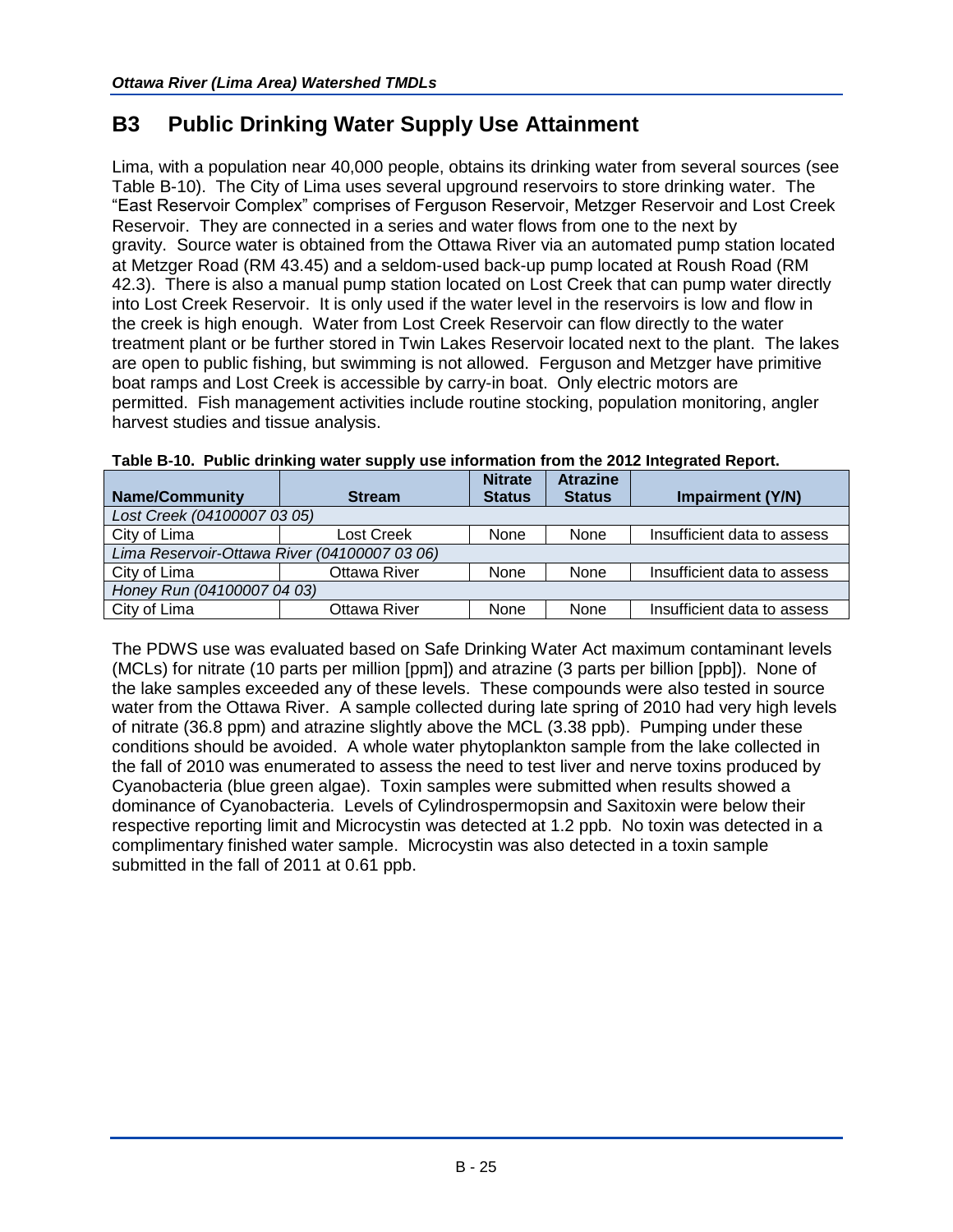## B3 Public Drinking Water Supply Use Attainment

Lima, with a population near 40,000 people, obtains its drinking water from several sources (see Table B-10). The City of Lima uses several upground reservoirs to store drinking water. The "East Reservoir Complex" comprises of Ferguson Reservoir, Metzger Reservoir and Lost Creek Reservoir. They are connected in a series and water flows from one to the next by gravity. Source water is obtained from the Ottawa River via an automated pump station located at Metzger Road (RM 43.45) and a seldom-used back-up pump located at Roush Road (RM 42.3). There is also a manual pump station located on Lost Creek that can pump water directly into Lost Creek Reservoir. It is only used if the water level in the reservoirs is low and flow in the creek is high enough. Water from Lost Creek Reservoir can flow directly to the water treatment plant or be further stored in Twin Lakes Reservoir located next to the plant. The lakes are open to public fishing, but swimming is not allowed. Ferguson and Metzger have primitive boat ramps and Lost Creek is accessible by carry-in boat. Only electric motors are permitted. Fish management activities include routine stocking, population monitoring, angler harvest studies and tissue analysis.

**Table B-10. Public drinking water supply use information from the 2012 Integrated Report.**

| Name/Community | Stream | Nitrate Status | Atrazine Status | Impairment (Y/N) |
|---|---|---|---|---|
| *Lost Creek (04100007 03 05)* | | | | |
| City of Lima | Lost Creek | None | None | Insufficient data to assess |
| *Lima Reservoir-Ottawa River (04100007 03 06)* | | | | |
| City of Lima | Ottawa River | None | None | Insufficient data to assess |
| *Honey Run (04100007 04 03)* | | | | |
| City of Lima | Ottawa River | None | None | Insufficient data to assess |

The PDWS use was evaluated based on Safe Drinking Water Act maximum contaminant levels (MCLs) for nitrate (10 parts per million [ppm]) and atrazine (3 parts per billion [ppb]). None of the lake samples exceeded any of these levels. These compounds were also tested in source water from the Ottawa River. A sample collected during late spring of 2010 had very high levels of nitrate (36.8 ppm) and atrazine slightly above the MCL (3.38 ppb). Pumping under these conditions should be avoided. A whole water phytoplankton sample from the lake collected in the fall of 2010 was enumerated to assess the need to test liver and nerve toxins produced by Cyanobacteria (blue green algae). Toxin samples were submitted when results showed a dominance of Cyanobacteria. Levels of Cylindrospermopsin and Saxitoxin were below their respective reporting limit and Microcystin was detected at 1.2 ppb. No toxin was detected in a complimentary finished water sample. Microcystin was also detected in a toxin sample submitted in the fall of 2011 at 0.61 ppb.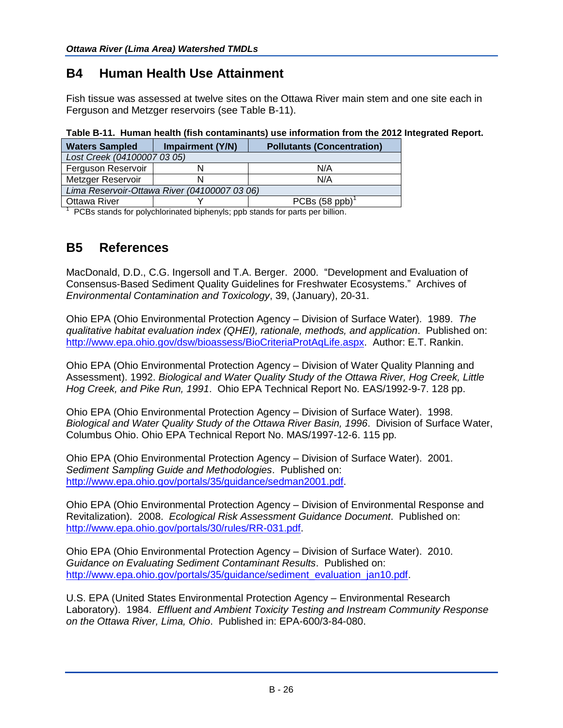## B4 Human Health Use Attainment

Fish tissue was assessed at twelve sites on the Ottawa River main stem and one site each in Ferguson and Metzger reservoirs (see Table B-11).

**Table B-11. Human health (fish contaminants) use information from the 2012 Integrated Report.**

| Waters Sampled | Impairment (Y/N) | Pollutants (Concentration) |
|---|---|---|
| *Lost Creek (04100007 03 05)* | | |
| Ferguson Reservoir | N | N/A |
| Metzger Reservoir | N | N/A |
| *Lima Reservoir-Ottawa River (04100007 03 06)* | | |
| Ottawa River | Y | PCBs (58 ppb)[1] |

[1] PCBs stands for polychlorinated biphenyls; ppb stands for parts per billion.

## B5 References

MacDonald, D.D., C.G. Ingersoll and T.A. Berger. 2000. "Development and Evaluation of Consensus-Based Sediment Quality Guidelines for Freshwater Ecosystems." Archives of *Environmental Contamination and Toxicology*, 39, (January), 20-31.

Ohio EPA (Ohio Environmental Protection Agency – Division of Surface Water). 1989. *The qualitative habitat evaluation index (QHEI), rationale, methods, and application*. Published on: http://www.epa.ohio.gov/dsw/bioassess/BioCriteriaProtAqLife.aspx. Author: E.T. Rankin.

Ohio EPA (Ohio Environmental Protection Agency – Division of Water Quality Planning and Assessment). 1992. *Biological and Water Quality Study of the Ottawa River, Hog Creek, Little Hog Creek, and Pike Run, 1991*. Ohio EPA Technical Report No. EAS/1992-9-7. 128 pp.

Ohio EPA (Ohio Environmental Protection Agency – Division of Surface Water). 1998. *Biological and Water Quality Study of the Ottawa River Basin, 1996*. Division of Surface Water, Columbus Ohio. Ohio EPA Technical Report No. MAS/1997-12-6. 115 pp.

Ohio EPA (Ohio Environmental Protection Agency – Division of Surface Water). 2001. *Sediment Sampling Guide and Methodologies*. Published on: http://www.epa.ohio.gov/portals/35/guidance/sedman2001.pdf.

Ohio EPA (Ohio Environmental Protection Agency – Division of Environmental Response and Revitalization). 2008. *Ecological Risk Assessment Guidance Document*. Published on: http://www.epa.ohio.gov/portals/30/rules/RR-031.pdf.

Ohio EPA (Ohio Environmental Protection Agency – Division of Surface Water). 2010. *Guidance on Evaluating Sediment Contaminant Results*. Published on: http://www.epa.ohio.gov/portals/35/guidance/sediment_evaluation_jan10.pdf.

U.S. EPA (United States Environmental Protection Agency – Environmental Research Laboratory). 1984. *Effluent and Ambient Toxicity Testing and Instream Community Response on the Ottawa River, Lima, Ohio*. Published in: EPA-600/3-84-080.